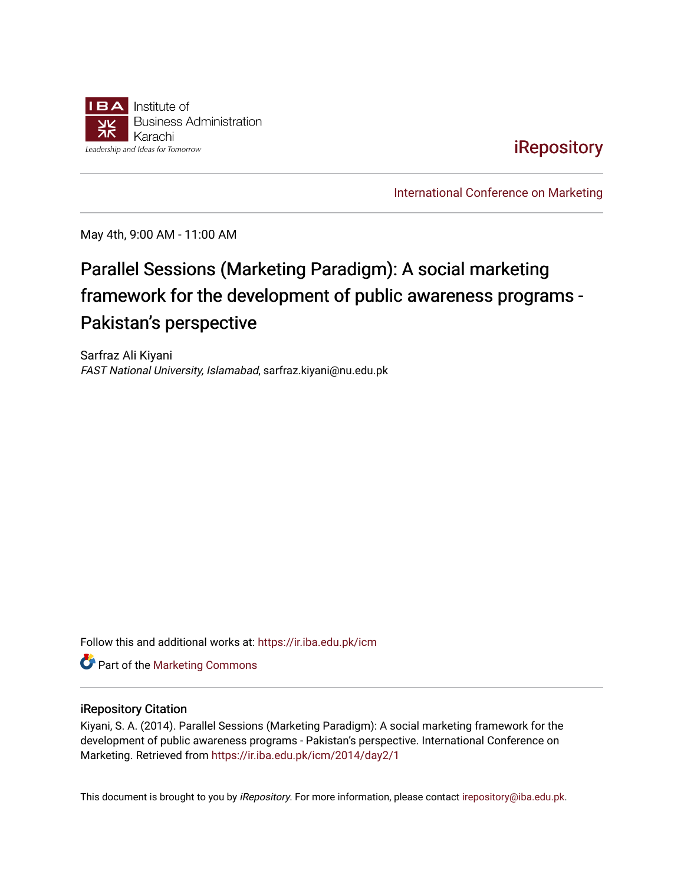Institute of Business Administration Karachi

Leadership and Ideas for Tomorrow

iRepository

International Conference on Marketing

May 4th, 9:00 AM - 11:00 AM

# Parallel Sessions (Marketing Paradigm): A social marketing framework for the development of public awareness programs - Pakistan's perspective

Sarfraz Ali Kiyani

*FAST National University, Islamabad*, sarfraz.kiyani@nu.edu.pk

Follow this and additional works at: https://ir.iba.edu.pk/icm

Part of the Marketing Commons

## iRepository Citation

Kiyani, S. A. (2014). Parallel Sessions (Marketing Paradigm): A social marketing framework for the development of public awareness programs - Pakistan's perspective. International Conference on Marketing. Retrieved from https://ir.iba.edu.pk/icm/2014/day2/1

This document is brought to you by *iRepository*. For more information, please contact irepository@iba.edu.pk.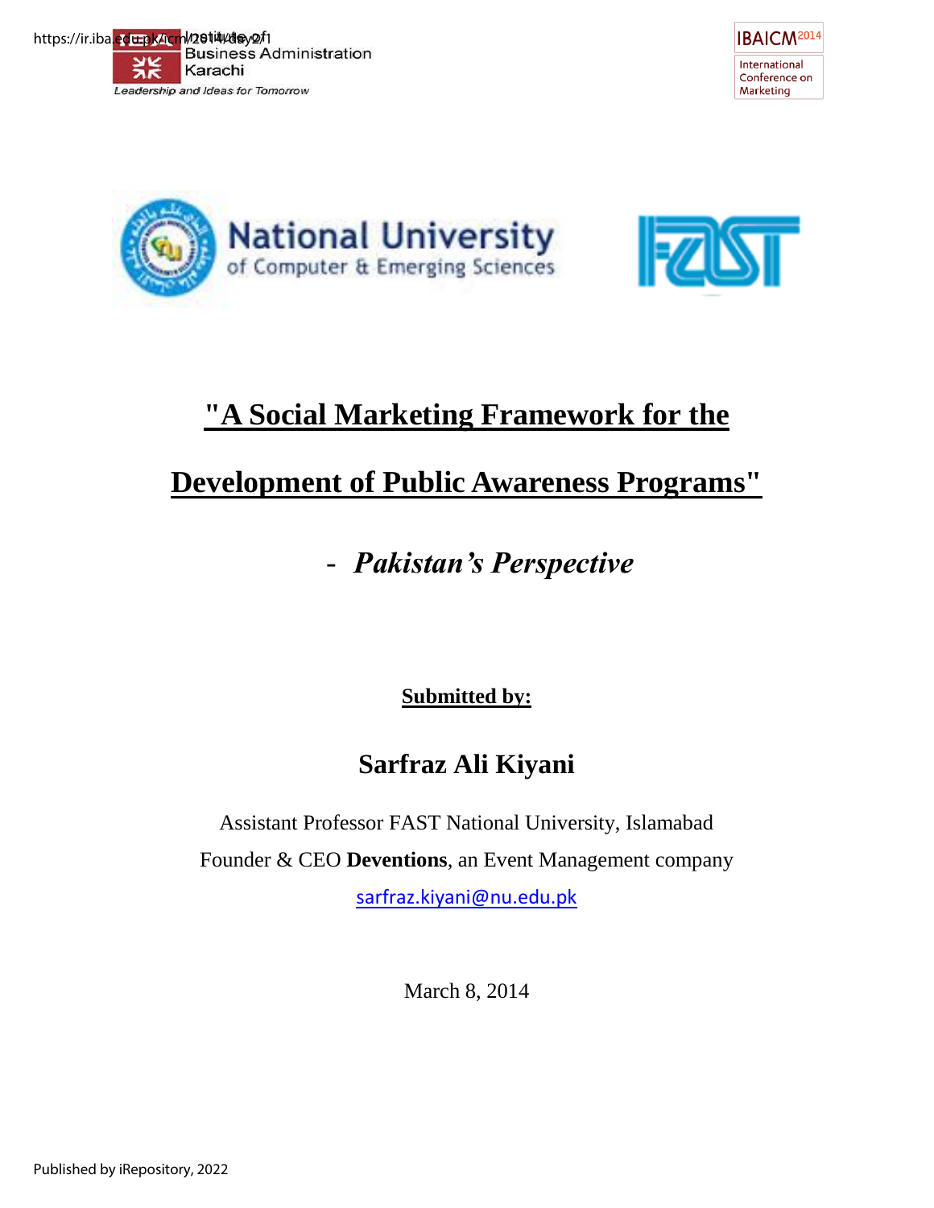# "A Social Marketing Framework for the Development of Public Awareness Programs"

## - *Pakistan's Perspective*

**Submitted by:**

**Sarfraz Ali Kiyani**

Assistant Professor FAST National University, Islamabad

Founder & CEO **Deventions**, an Event Management company

sarfraz.kiyani@nu.edu.pk

March 8, 2014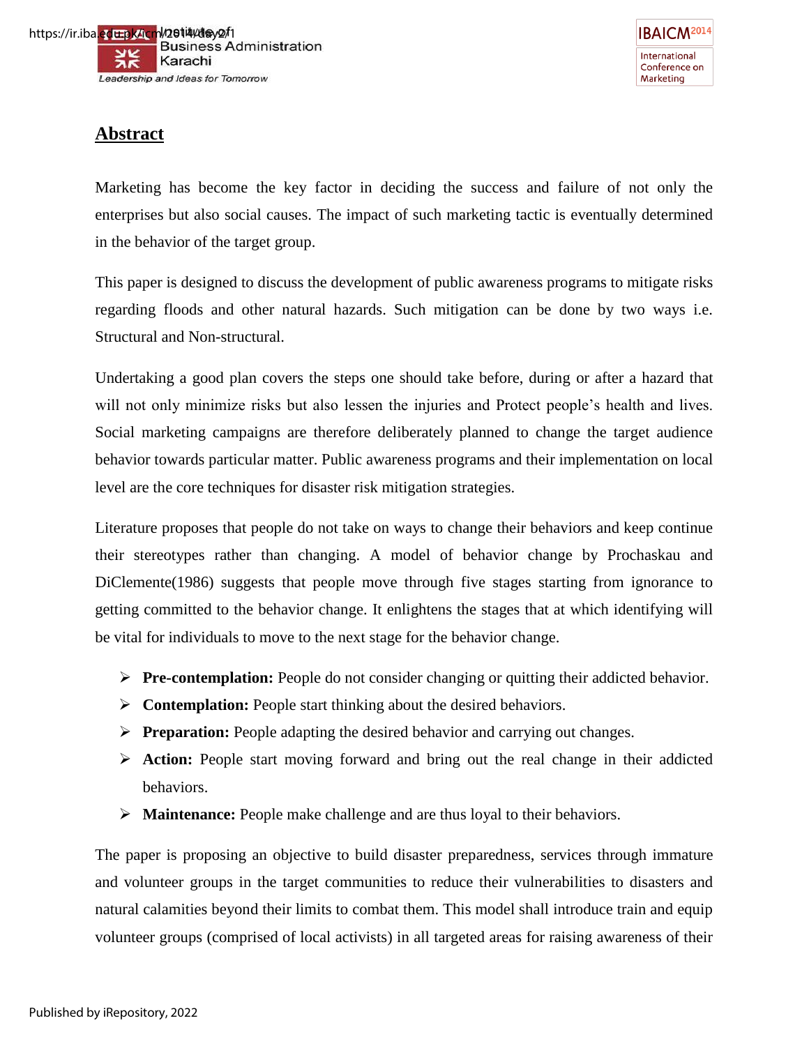## Abstract

Marketing has become the key factor in deciding the success and failure of not only the enterprises but also social causes. The impact of such marketing tactic is eventually determined in the behavior of the target group.

This paper is designed to discuss the development of public awareness programs to mitigate risks regarding floods and other natural hazards. Such mitigation can be done by two ways i.e. Structural and Non-structural.

Undertaking a good plan covers the steps one should take before, during or after a hazard that will not only minimize risks but also lessen the injuries and Protect people's health and lives. Social marketing campaigns are therefore deliberately planned to change the target audience behavior towards particular matter. Public awareness programs and their implementation on local level are the core techniques for disaster risk mitigation strategies.

Literature proposes that people do not take on ways to change their behaviors and keep continue their stereotypes rather than changing. A model of behavior change by Prochaskau and DiClemente(1986) suggests that people move through five stages starting from ignorance to getting committed to the behavior change. It enlightens the stages that at which identifying will be vital for individuals to move to the next stage for the behavior change.

- **Pre-contemplation:** People do not consider changing or quitting their addicted behavior.
- **Contemplation:** People start thinking about the desired behaviors.
- **Preparation:** People adapting the desired behavior and carrying out changes.
- **Action:** People start moving forward and bring out the real change in their addicted behaviors.
- **Maintenance:** People make challenge and are thus loyal to their behaviors.

The paper is proposing an objective to build disaster preparedness, services through immature and volunteer groups in the target communities to reduce their vulnerabilities to disasters and natural calamities beyond their limits to combat them. This model shall introduce train and equip volunteer groups (comprised of local activists) in all targeted areas for raising awareness of their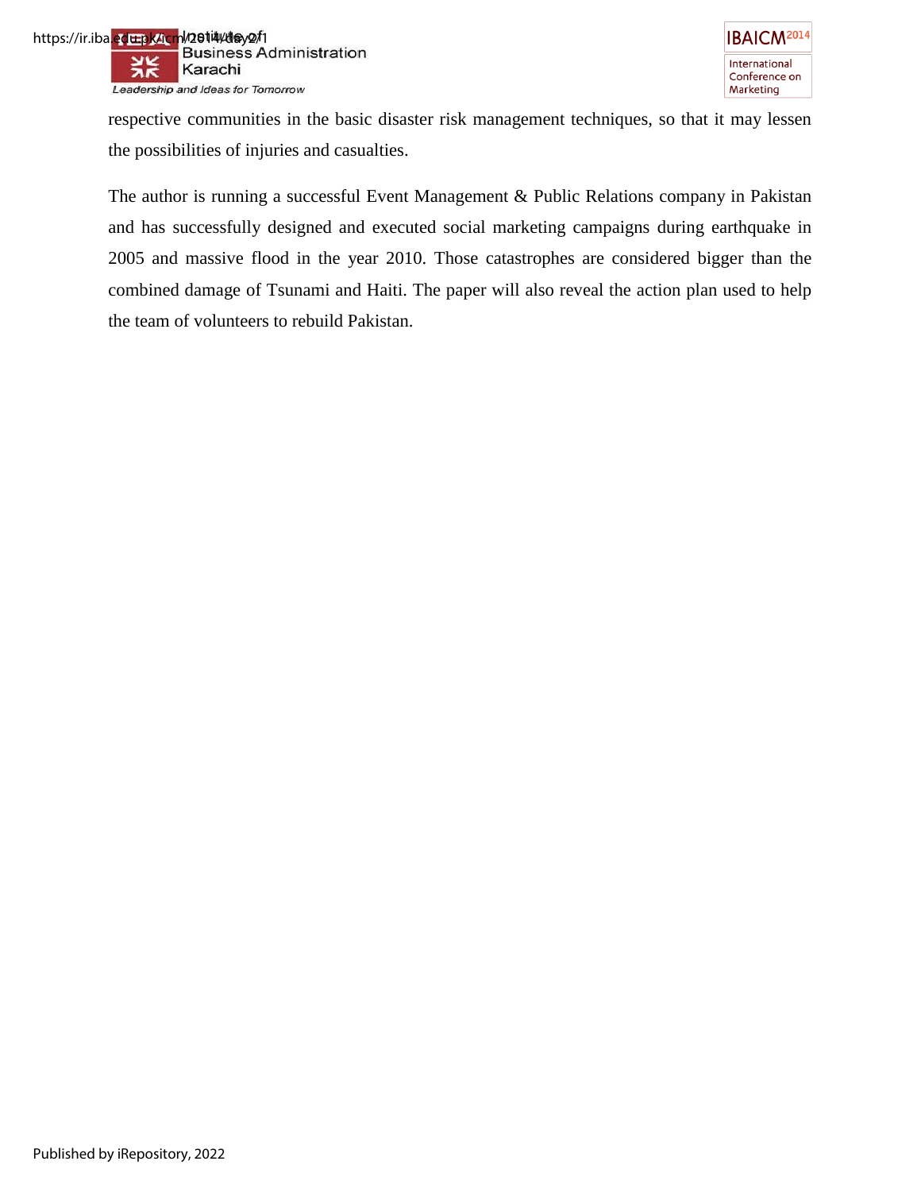respective communities in the basic disaster risk management techniques, so that it may lessen the possibilities of injuries and casualties.

The author is running a successful Event Management & Public Relations company in Pakistan and has successfully designed and executed social marketing campaigns during earthquake in 2005 and massive flood in the year 2010. Those catastrophes are considered bigger than the combined damage of Tsunami and Haiti. The paper will also reveal the action plan used to help the team of volunteers to rebuild Pakistan.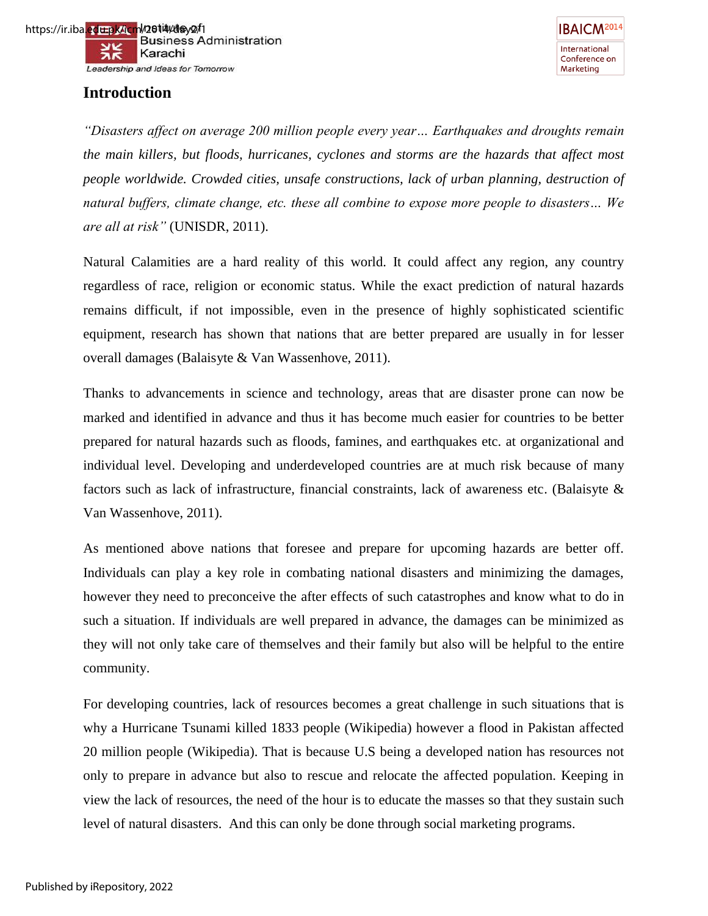## Introduction

*"Disasters affect on average 200 million people every year… Earthquakes and droughts remain the main killers, but floods, hurricanes, cyclones and storms are the hazards that affect most people worldwide. Crowded cities, unsafe constructions, lack of urban planning, destruction of natural buffers, climate change, etc. these all combine to expose more people to disasters… We are all at risk"* (UNISDR, 2011).

Natural Calamities are a hard reality of this world. It could affect any region, any country regardless of race, religion or economic status. While the exact prediction of natural hazards remains difficult, if not impossible, even in the presence of highly sophisticated scientific equipment, research has shown that nations that are better prepared are usually in for lesser overall damages (Balaisyte & Van Wassenhove, 2011).

Thanks to advancements in science and technology, areas that are disaster prone can now be marked and identified in advance and thus it has become much easier for countries to be better prepared for natural hazards such as floods, famines, and earthquakes etc. at organizational and individual level. Developing and underdeveloped countries are at much risk because of many factors such as lack of infrastructure, financial constraints, lack of awareness etc. (Balaisyte & Van Wassenhove, 2011).

As mentioned above nations that foresee and prepare for upcoming hazards are better off. Individuals can play a key role in combating national disasters and minimizing the damages, however they need to preconceive the after effects of such catastrophes and know what to do in such a situation. If individuals are well prepared in advance, the damages can be minimized as they will not only take care of themselves and their family but also will be helpful to the entire community.

For developing countries, lack of resources becomes a great challenge in such situations that is why a Hurricane Tsunami killed 1833 people (Wikipedia) however a flood in Pakistan affected 20 million people (Wikipedia). That is because U.S being a developed nation has resources not only to prepare in advance but also to rescue and relocate the affected population. Keeping in view the lack of resources, the need of the hour is to educate the masses so that they sustain such level of natural disasters. And this can only be done through social marketing programs.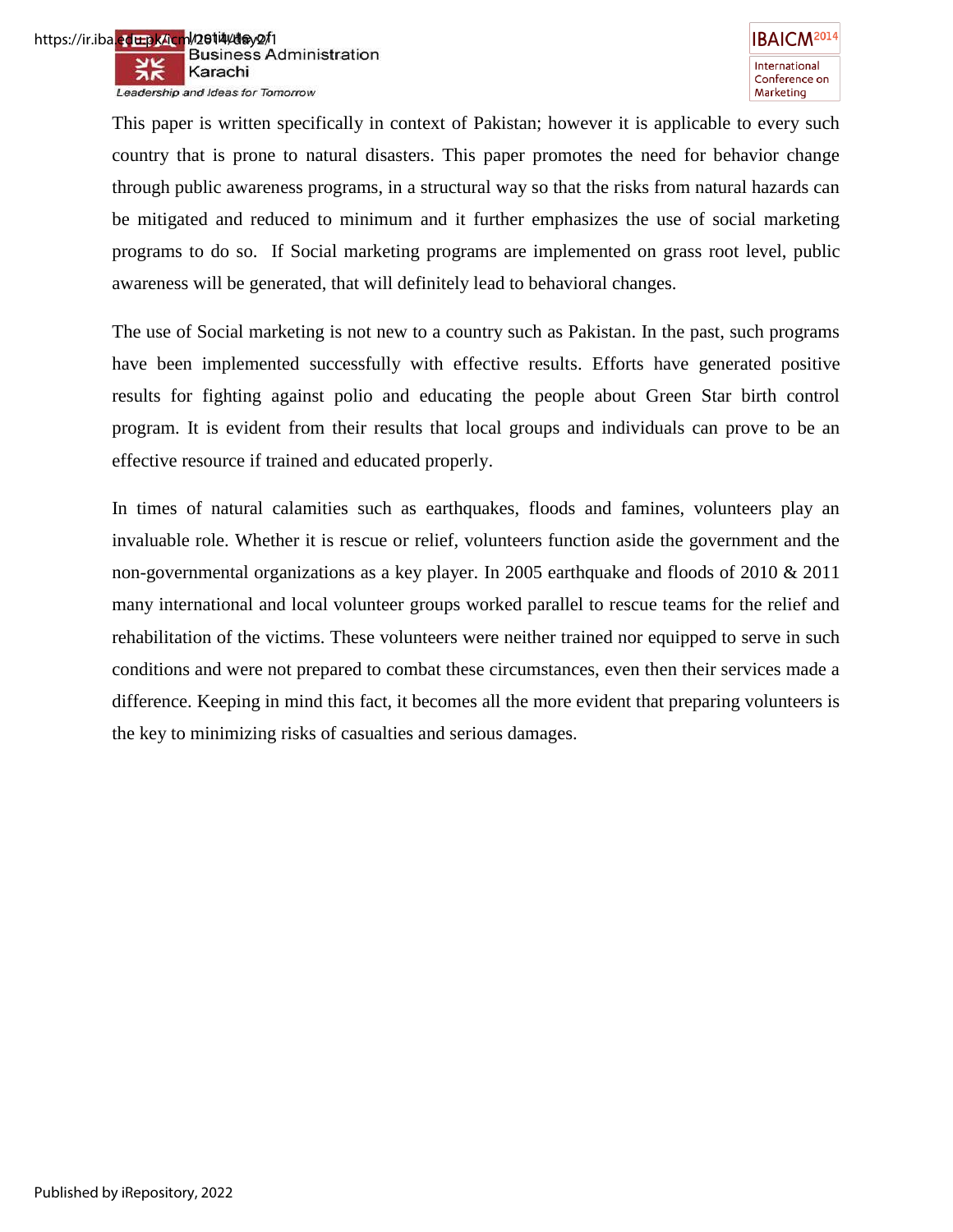This paper is written specifically in context of Pakistan; however it is applicable to every such country that is prone to natural disasters. This paper promotes the need for behavior change through public awareness programs, in a structural way so that the risks from natural hazards can be mitigated and reduced to minimum and it further emphasizes the use of social marketing programs to do so.  If Social marketing programs are implemented on grass root level, public awareness will be generated, that will definitely lead to behavioral changes.

The use of Social marketing is not new to a country such as Pakistan. In the past, such programs have been implemented successfully with effective results. Efforts have generated positive results for fighting against polio and educating the people about Green Star birth control program. It is evident from their results that local groups and individuals can prove to be an effective resource if trained and educated properly.

In times of natural calamities such as earthquakes, floods and famines, volunteers play an invaluable role. Whether it is rescue or relief, volunteers function aside the government and the non-governmental organizations as a key player. In 2005 earthquake and floods of 2010 & 2011 many international and local volunteer groups worked parallel to rescue teams for the relief and rehabilitation of the victims. These volunteers were neither trained nor equipped to serve in such conditions and were not prepared to combat these circumstances, even then their services made a difference. Keeping in mind this fact, it becomes all the more evident that preparing volunteers is the key to minimizing risks of casualties and serious damages.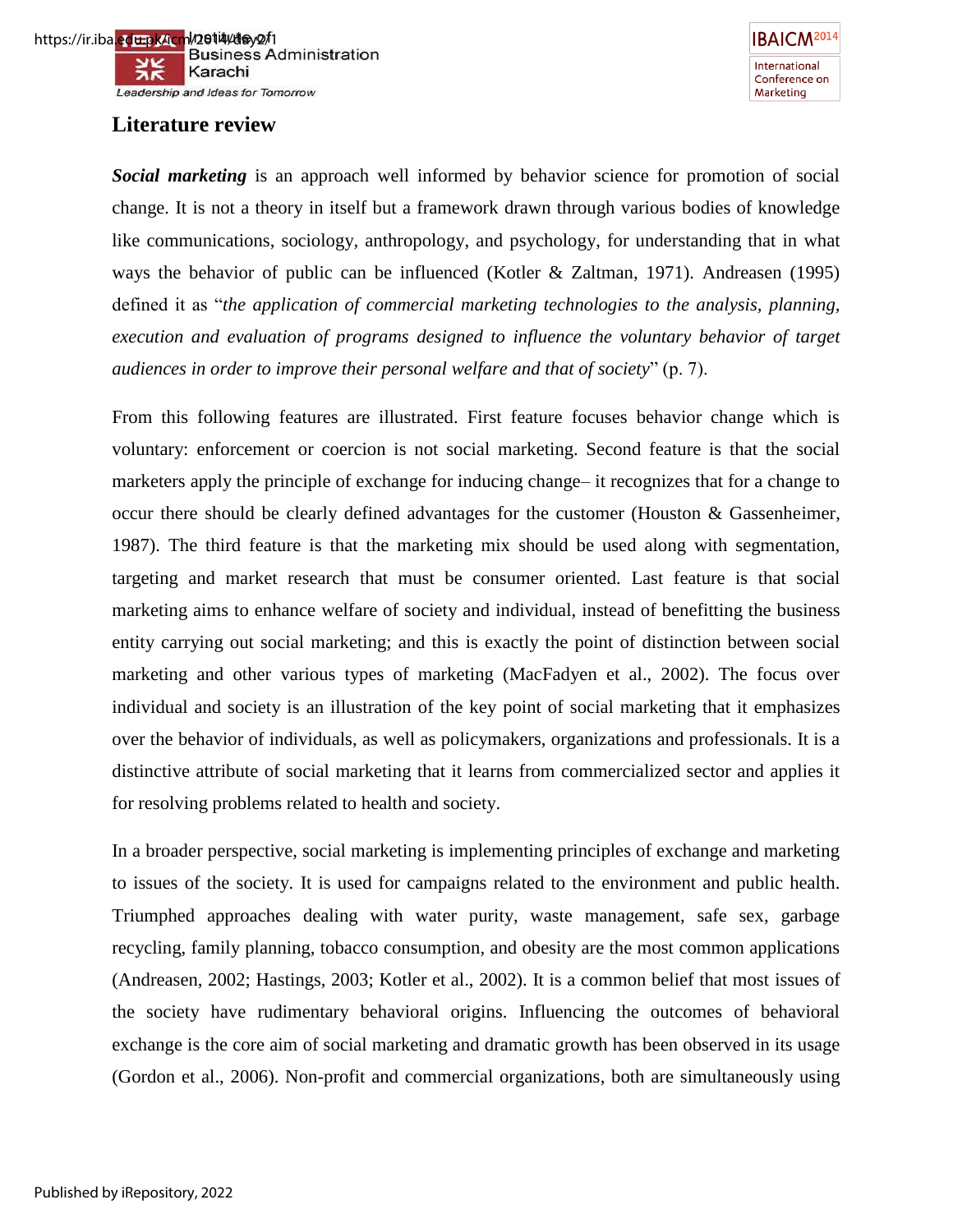## Literature review

***Social marketing*** is an approach well informed by behavior science for promotion of social change. It is not a theory in itself but a framework drawn through various bodies of knowledge like communications, sociology, anthropology, and psychology, for understanding that in what ways the behavior of public can be influenced (Kotler & Zaltman, 1971). Andreasen (1995) defined it as "*the application of commercial marketing technologies to the analysis, planning, execution and evaluation of programs designed to influence the voluntary behavior of target audiences in order to improve their personal welfare and that of society*" (p. 7).

From this following features are illustrated. First feature focuses behavior change which is voluntary: enforcement or coercion is not social marketing. Second feature is that the social marketers apply the principle of exchange for inducing change– it recognizes that for a change to occur there should be clearly defined advantages for the customer (Houston & Gassenheimer, 1987). The third feature is that the marketing mix should be used along with segmentation, targeting and market research that must be consumer oriented. Last feature is that social marketing aims to enhance welfare of society and individual, instead of benefitting the business entity carrying out social marketing; and this is exactly the point of distinction between social marketing and other various types of marketing (MacFadyen et al., 2002). The focus over individual and society is an illustration of the key point of social marketing that it emphasizes over the behavior of individuals, as well as policymakers, organizations and professionals. It is a distinctive attribute of social marketing that it learns from commercialized sector and applies it for resolving problems related to health and society.

In a broader perspective, social marketing is implementing principles of exchange and marketing to issues of the society. It is used for campaigns related to the environment and public health. Triumphed approaches dealing with water purity, waste management, safe sex, garbage recycling, family planning, tobacco consumption, and obesity are the most common applications (Andreasen, 2002; Hastings, 2003; Kotler et al., 2002). It is a common belief that most issues of the society have rudimentary behavioral origins. Influencing the outcomes of behavioral exchange is the core aim of social marketing and dramatic growth has been observed in its usage (Gordon et al., 2006). Non-profit and commercial organizations, both are simultaneously using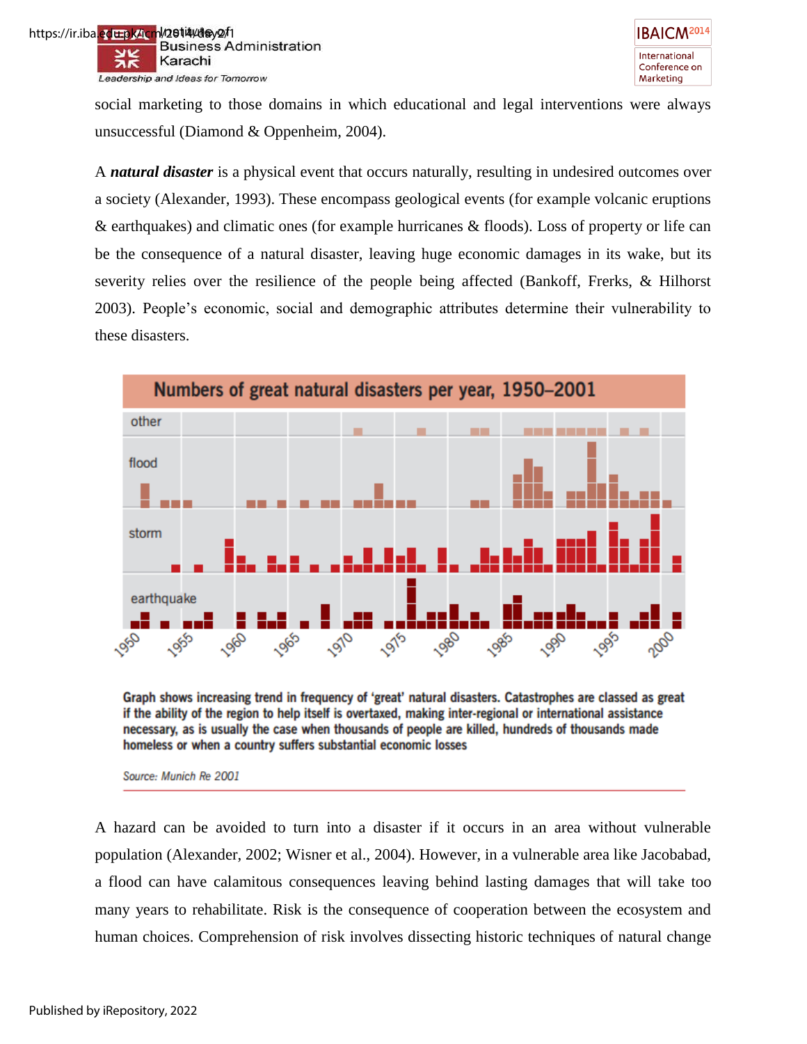social marketing to those domains in which educational and legal interventions were always unsuccessful (Diamond & Oppenheim, 2004).

A ***natural disaster*** is a physical event that occurs naturally, resulting in undesired outcomes over a society (Alexander, 1993). These encompass geological events (for example volcanic eruptions & earthquakes) and climatic ones (for example hurricanes & floods). Loss of property or life can be the consequence of a natural disaster, leaving huge economic damages in its wake, but its severity relies over the resilience of the people being affected (Bankoff, Frerks, & Hilhorst 2003). People's economic, social and demographic attributes determine their vulnerability to these disasters.

**Numbers of great natural disasters per year, 1950–2001**

**Graph shows increasing trend in frequency of 'great' natural disasters. Catastrophes are classed as great if the ability of the region to help itself is overtaxed, making inter-regional or international assistance necessary, as is usually the case when thousands of people are killed, hundreds of thousands made homeless or when a country suffers substantial economic losses**

*Source: Munich Re 2001*

A hazard can be avoided to turn into a disaster if it occurs in an area without vulnerable population (Alexander, 2002; Wisner et al., 2004). However, in a vulnerable area like Jacobabad, a flood can have calamitous consequences leaving behind lasting damages that will take too many years to rehabilitate. Risk is the consequence of cooperation between the ecosystem and human choices. Comprehension of risk involves dissecting historic techniques of natural change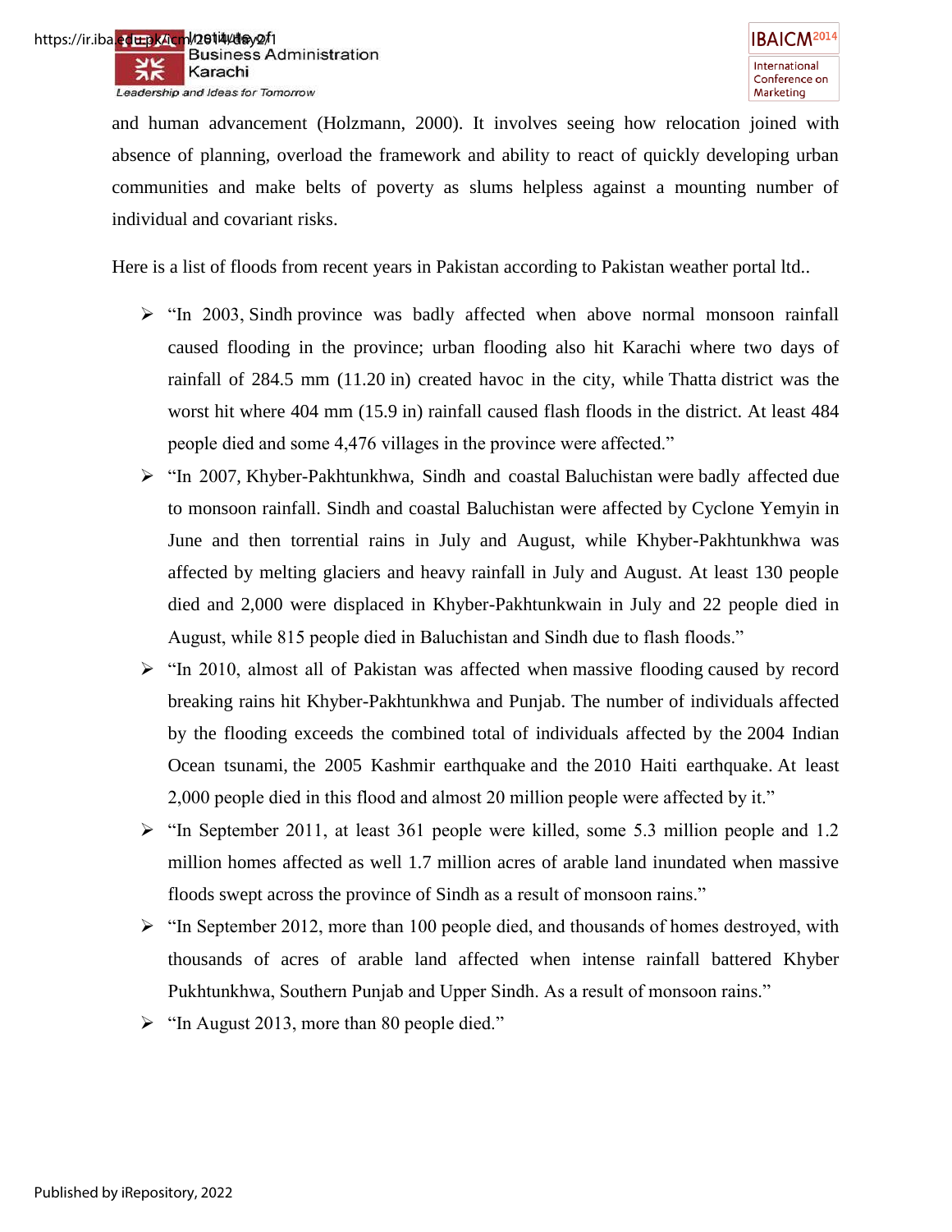and human advancement (Holzmann, 2000). It involves seeing how relocation joined with absence of planning, overload the framework and ability to react of quickly developing urban communities and make belts of poverty as slums helpless against a mounting number of individual and covariant risks.

Here is a list of floods from recent years in Pakistan according to Pakistan weather portal ltd..

- "In 2003, Sindh province was badly affected when above normal monsoon rainfall caused flooding in the province; urban flooding also hit Karachi where two days of rainfall of 284.5 mm (11.20 in) created havoc in the city, while Thatta district was the worst hit where 404 mm (15.9 in) rainfall caused flash floods in the district. At least 484 people died and some 4,476 villages in the province were affected."
- "In 2007, Khyber-Pakhtunkhwa, Sindh and coastal Baluchistan were badly affected due to monsoon rainfall. Sindh and coastal Baluchistan were affected by Cyclone Yemyin in June and then torrential rains in July and August, while Khyber-Pakhtunkhwa was affected by melting glaciers and heavy rainfall in July and August. At least 130 people died and 2,000 were displaced in Khyber-Pakhtunkwain in July and 22 people died in August, while 815 people died in Baluchistan and Sindh due to flash floods."
- "In 2010, almost all of Pakistan was affected when massive flooding caused by record breaking rains hit Khyber-Pakhtunkhwa and Punjab. The number of individuals affected by the flooding exceeds the combined total of individuals affected by the 2004 Indian Ocean tsunami, the 2005 Kashmir earthquake and the 2010 Haiti earthquake. At least 2,000 people died in this flood and almost 20 million people were affected by it."
- "In September 2011, at least 361 people were killed, some 5.3 million people and 1.2 million homes affected as well 1.7 million acres of arable land inundated when massive floods swept across the province of Sindh as a result of monsoon rains."
- "In September 2012, more than 100 people died, and thousands of homes destroyed, with thousands of acres of arable land affected when intense rainfall battered Khyber Pukhtunkhwa, Southern Punjab and Upper Sindh. As a result of monsoon rains."
- "In August 2013, more than 80 people died."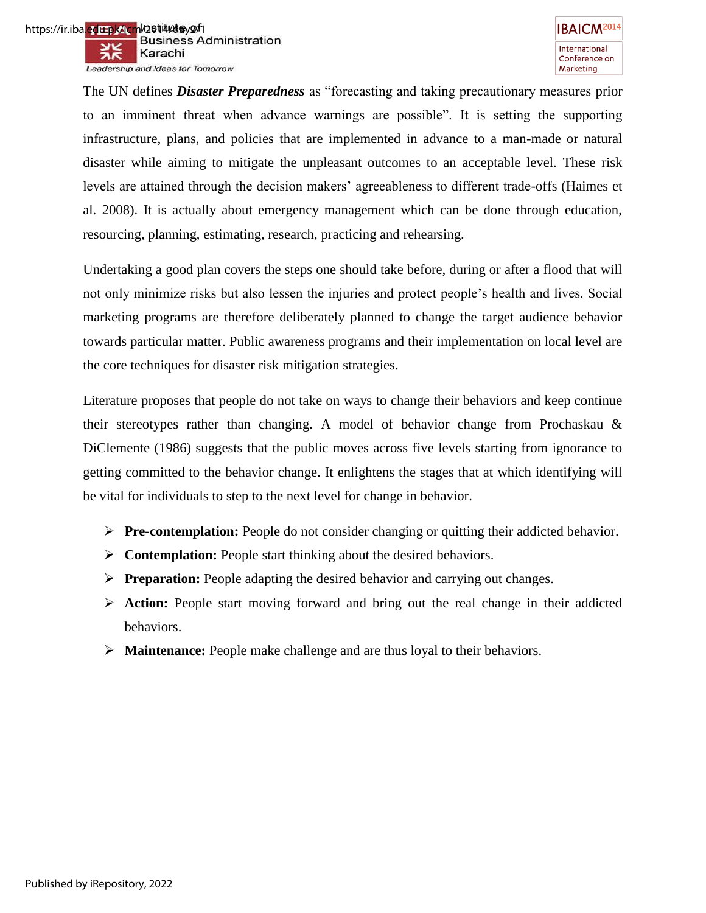The UN defines ***Disaster Preparedness*** as "forecasting and taking precautionary measures prior to an imminent threat when advance warnings are possible". It is setting the supporting infrastructure, plans, and policies that are implemented in advance to a man-made or natural disaster while aiming to mitigate the unpleasant outcomes to an acceptable level. These risk levels are attained through the decision makers' agreeableness to different trade-offs (Haimes et al. 2008). It is actually about emergency management which can be done through education, resourcing, planning, estimating, research, practicing and rehearsing.

Undertaking a good plan covers the steps one should take before, during or after a flood that will not only minimize risks but also lessen the injuries and protect people's health and lives. Social marketing programs are therefore deliberately planned to change the target audience behavior towards particular matter. Public awareness programs and their implementation on local level are the core techniques for disaster risk mitigation strategies.

Literature proposes that people do not take on ways to change their behaviors and keep continue their stereotypes rather than changing. A model of behavior change from Prochaskau & DiClemente (1986) suggests that the public moves across five levels starting from ignorance to getting committed to the behavior change. It enlightens the stages that at which identifying will be vital for individuals to step to the next level for change in behavior.

- **Pre-contemplation:** People do not consider changing or quitting their addicted behavior.
- **Contemplation:** People start thinking about the desired behaviors.
- **Preparation:** People adapting the desired behavior and carrying out changes.
- **Action:** People start moving forward and bring out the real change in their addicted behaviors.
- **Maintenance:** People make challenge and are thus loyal to their behaviors.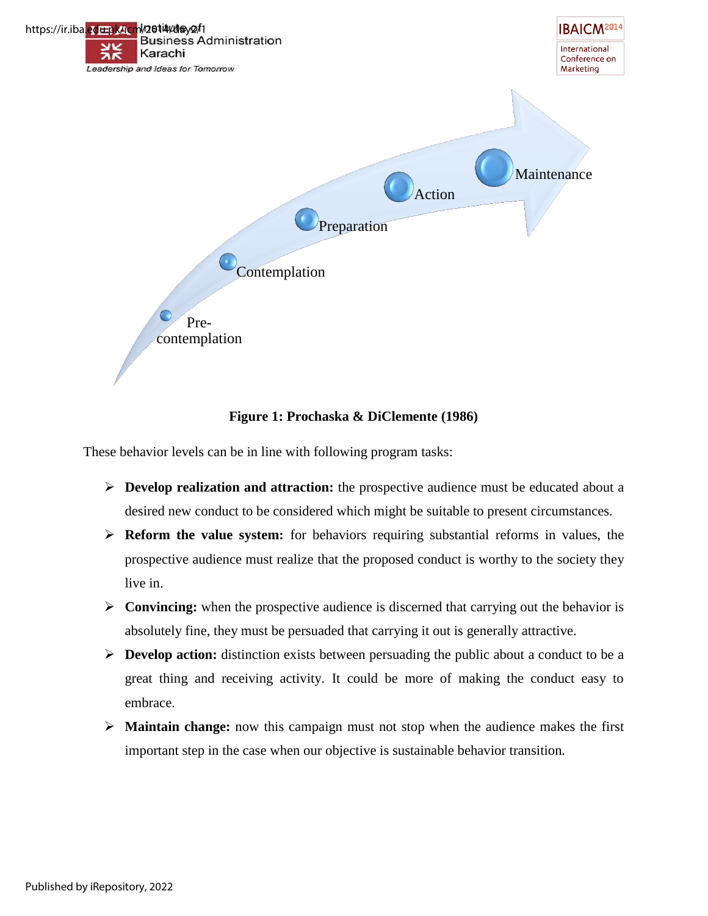Pre-contemplation → Contemplation → Preparation → Action → Maintenance

**Figure 1: Prochaska & DiClemente (1986)**

These behavior levels can be in line with following program tasks:

- **Develop realization and attraction:** the prospective audience must be educated about a desired new conduct to be considered which might be suitable to present circumstances.
- **Reform the value system:** for behaviors requiring substantial reforms in values, the prospective audience must realize that the proposed conduct is worthy to the society they live in.
- **Convincing:** when the prospective audience is discerned that carrying out the behavior is absolutely fine, they must be persuaded that carrying it out is generally attractive.
- **Develop action:** distinction exists between persuading the public about a conduct to be a great thing and receiving activity. It could be more of making the conduct easy to embrace.
- **Maintain change:** now this campaign must not stop when the audience makes the first important step in the case when our objective is sustainable behavior transition.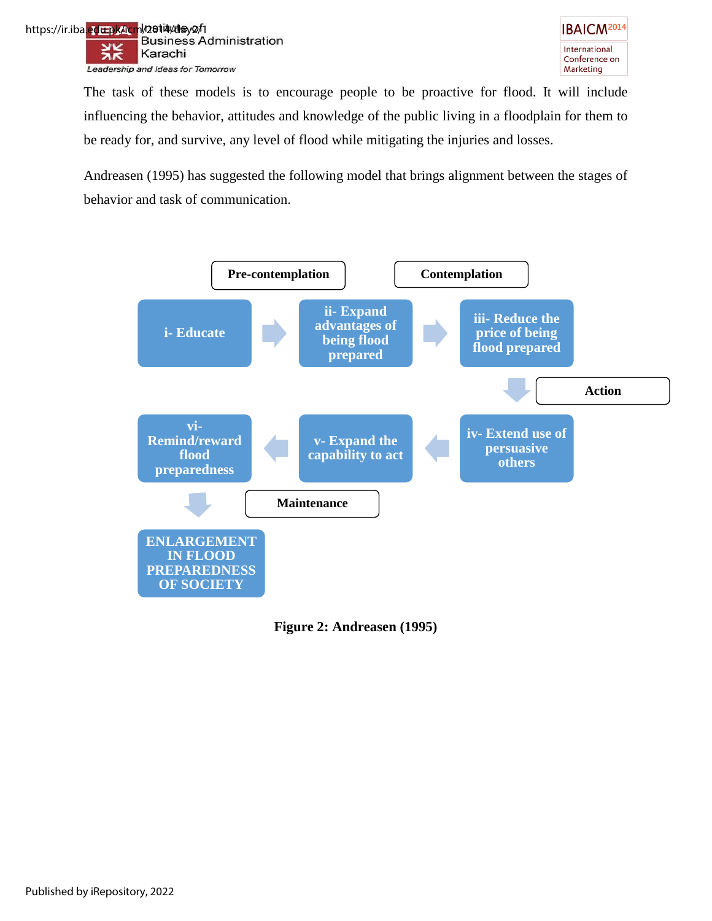The task of these models is to encourage people to be proactive for flood. It will include influencing the behavior, attitudes and knowledge of the public living in a floodplain for them to be ready for, and survive, any level of flood while mitigating the injuries and losses.

Andreasen (1995) has suggested the following model that brings alignment between the stages of behavior and task of communication.

**Pre-contemplation** | **Contemplation**

i- Educate → ii- Expand advantages of being flood prepared → iii- Reduce the price of being flood prepared

↓ **Action**

iv- Extend use of persuasive others → v- Expand the capability to act → vi- Remind/reward flood preparedness

↓ **Maintenance**

ENLARGEMENT IN FLOOD PREPAREDNESS OF SOCIETY

**Figure 2: Andreasen (1995)**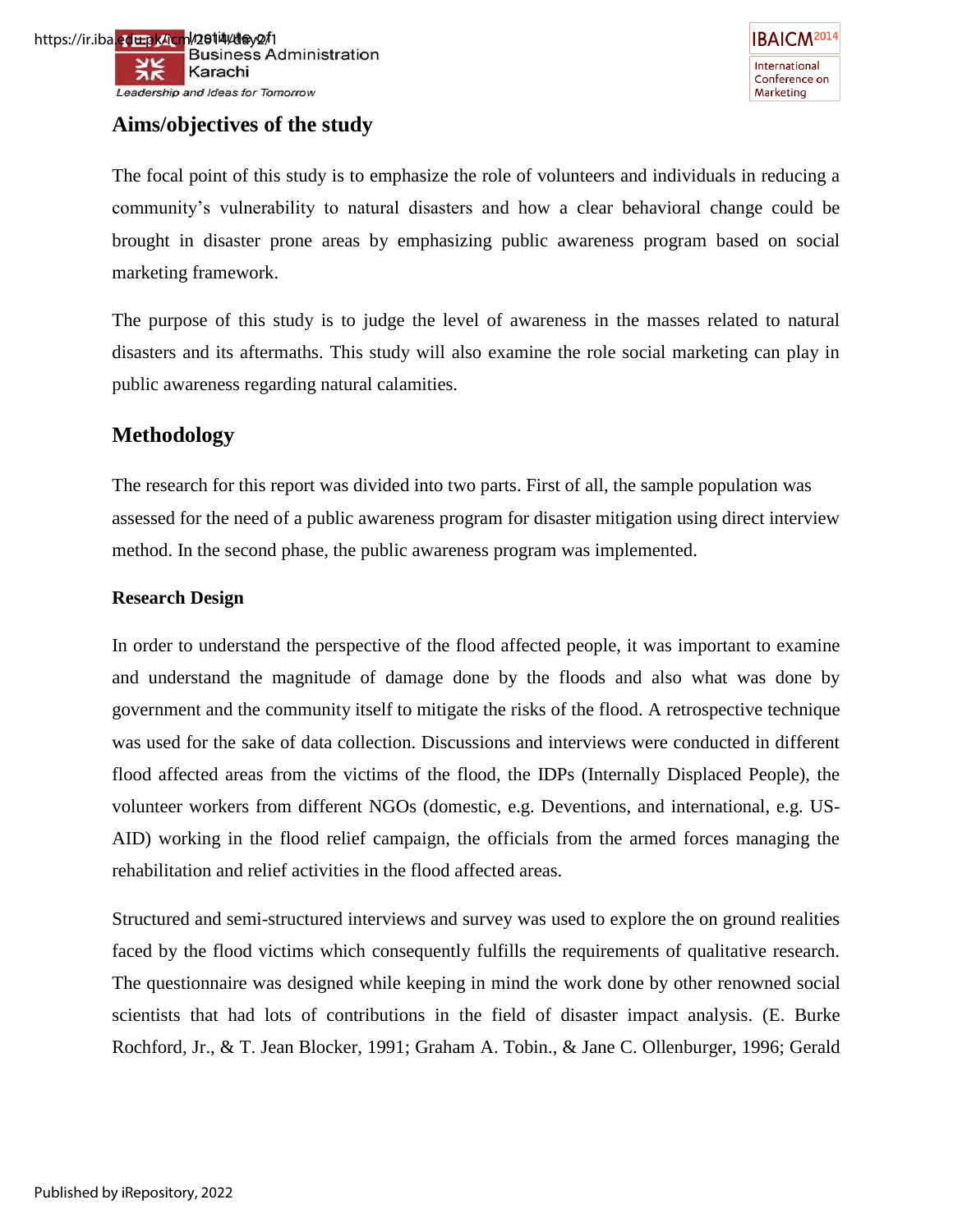## Aims/objectives of the study

The focal point of this study is to emphasize the role of volunteers and individuals in reducing a community's vulnerability to natural disasters and how a clear behavioral change could be brought in disaster prone areas by emphasizing public awareness program based on social marketing framework.

The purpose of this study is to judge the level of awareness in the masses related to natural disasters and its aftermaths. This study will also examine the role social marketing can play in public awareness regarding natural calamities.

## Methodology

The research for this report was divided into two parts. First of all, the sample population was assessed for the need of a public awareness program for disaster mitigation using direct interview method. In the second phase, the public awareness program was implemented.

### Research Design

In order to understand the perspective of the flood affected people, it was important to examine and understand the magnitude of damage done by the floods and also what was done by government and the community itself to mitigate the risks of the flood. A retrospective technique was used for the sake of data collection. Discussions and interviews were conducted in different flood affected areas from the victims of the flood, the IDPs (Internally Displaced People), the volunteer workers from different NGOs (domestic, e.g. Deventions, and international, e.g. US-AID) working in the flood relief campaign, the officials from the armed forces managing the rehabilitation and relief activities in the flood affected areas.

Structured and semi-structured interviews and survey was used to explore the on ground realities faced by the flood victims which consequently fulfills the requirements of qualitative research. The questionnaire was designed while keeping in mind the work done by other renowned social scientists that had lots of contributions in the field of disaster impact analysis. (E. Burke Rochford, Jr., & T. Jean Blocker, 1991; Graham A. Tobin., & Jane C. Ollenburger, 1996; Gerald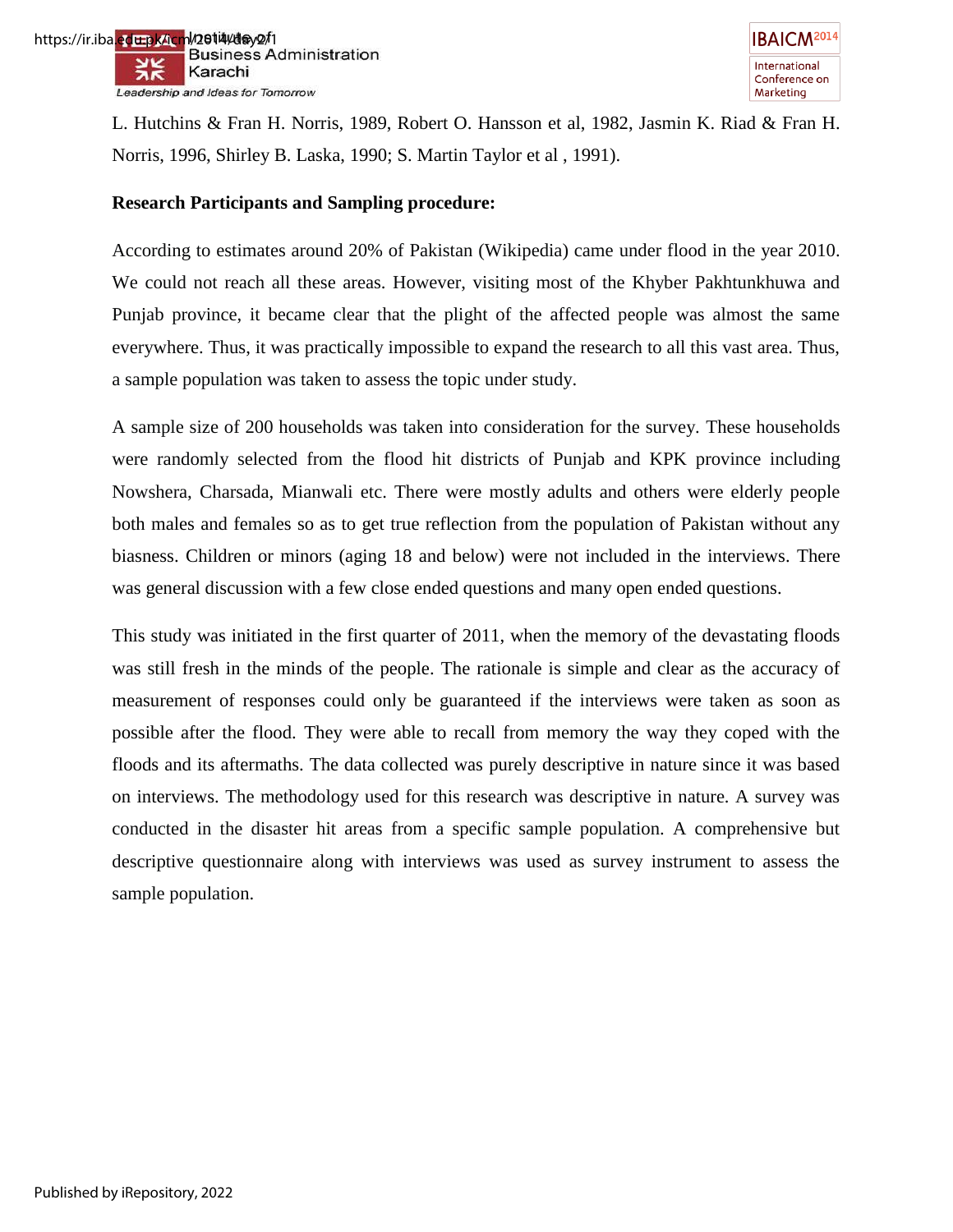L. Hutchins & Fran H. Norris, 1989, Robert O. Hansson et al, 1982, Jasmin K. Riad & Fran H. Norris, 1996, Shirley B. Laska, 1990; S. Martin Taylor et al , 1991).

**Research Participants and Sampling procedure:**

According to estimates around 20% of Pakistan (Wikipedia) came under flood in the year 2010. We could not reach all these areas. However, visiting most of the Khyber Pakhtunkhuwa and Punjab province, it became clear that the plight of the affected people was almost the same everywhere. Thus, it was practically impossible to expand the research to all this vast area. Thus, a sample population was taken to assess the topic under study.

A sample size of 200 households was taken into consideration for the survey. These households were randomly selected from the flood hit districts of Punjab and KPK province including Nowshera, Charsada, Mianwali etc. There were mostly adults and others were elderly people both males and females so as to get true reflection from the population of Pakistan without any biasness. Children or minors (aging 18 and below) were not included in the interviews. There was general discussion with a few close ended questions and many open ended questions.

This study was initiated in the first quarter of 2011, when the memory of the devastating floods was still fresh in the minds of the people. The rationale is simple and clear as the accuracy of measurement of responses could only be guaranteed if the interviews were taken as soon as possible after the flood. They were able to recall from memory the way they coped with the floods and its aftermaths. The data collected was purely descriptive in nature since it was based on interviews. The methodology used for this research was descriptive in nature. A survey was conducted in the disaster hit areas from a specific sample population. A comprehensive but descriptive questionnaire along with interviews was used as survey instrument to assess the sample population.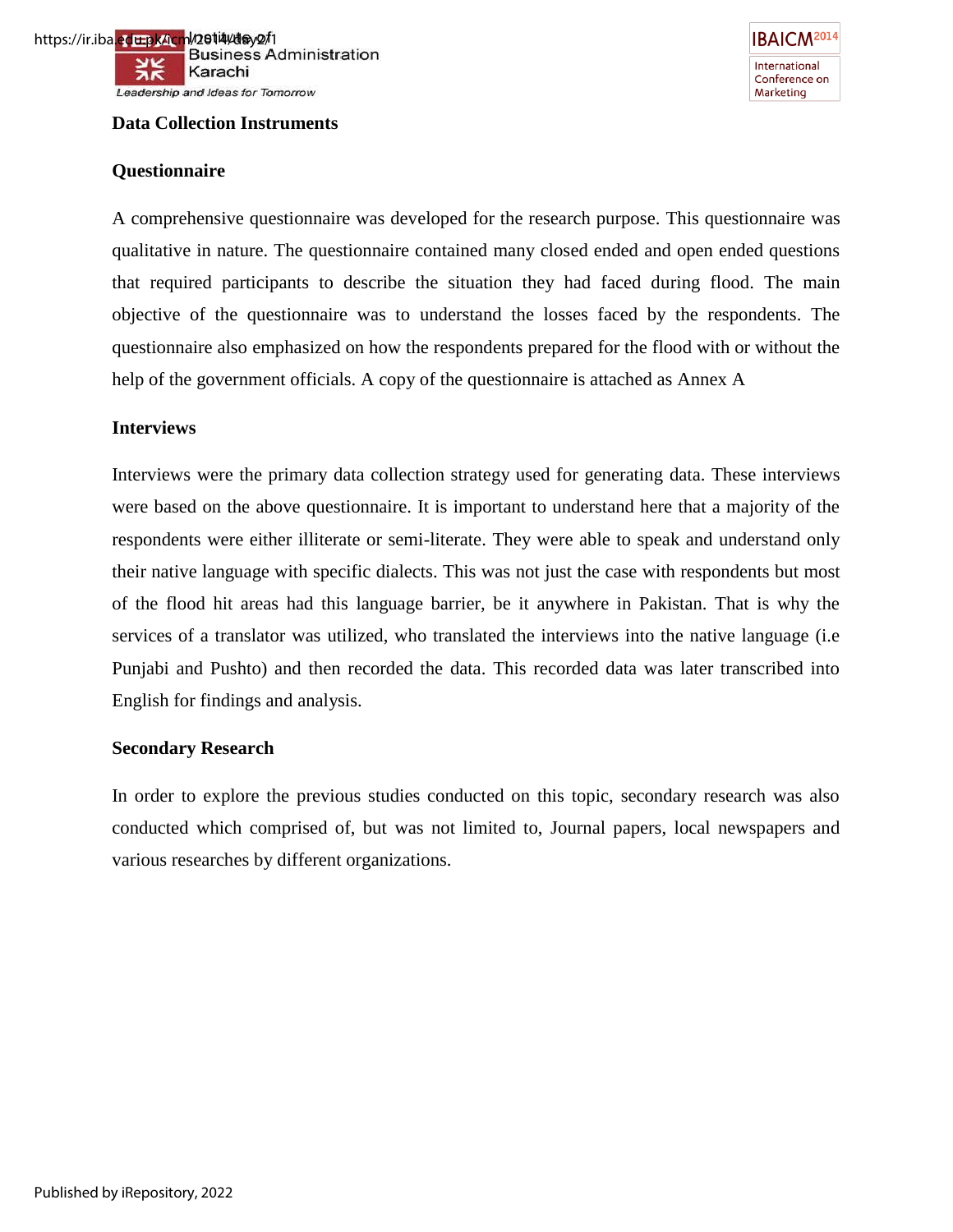### Data Collection Instruments

#### Questionnaire

A comprehensive questionnaire was developed for the research purpose. This questionnaire was qualitative in nature. The questionnaire contained many closed ended and open ended questions that required participants to describe the situation they had faced during flood. The main objective of the questionnaire was to understand the losses faced by the respondents. The questionnaire also emphasized on how the respondents prepared for the flood with or without the help of the government officials. A copy of the questionnaire is attached as Annex A

#### Interviews

Interviews were the primary data collection strategy used for generating data. These interviews were based on the above questionnaire. It is important to understand here that a majority of the respondents were either illiterate or semi-literate. They were able to speak and understand only their native language with specific dialects. This was not just the case with respondents but most of the flood hit areas had this language barrier, be it anywhere in Pakistan. That is why the services of a translator was utilized, who translated the interviews into the native language (i.e Punjabi and Pushto) and then recorded the data. This recorded data was later transcribed into English for findings and analysis.

#### Secondary Research

In order to explore the previous studies conducted on this topic, secondary research was also conducted which comprised of, but was not limited to, Journal papers, local newspapers and various researches by different organizations.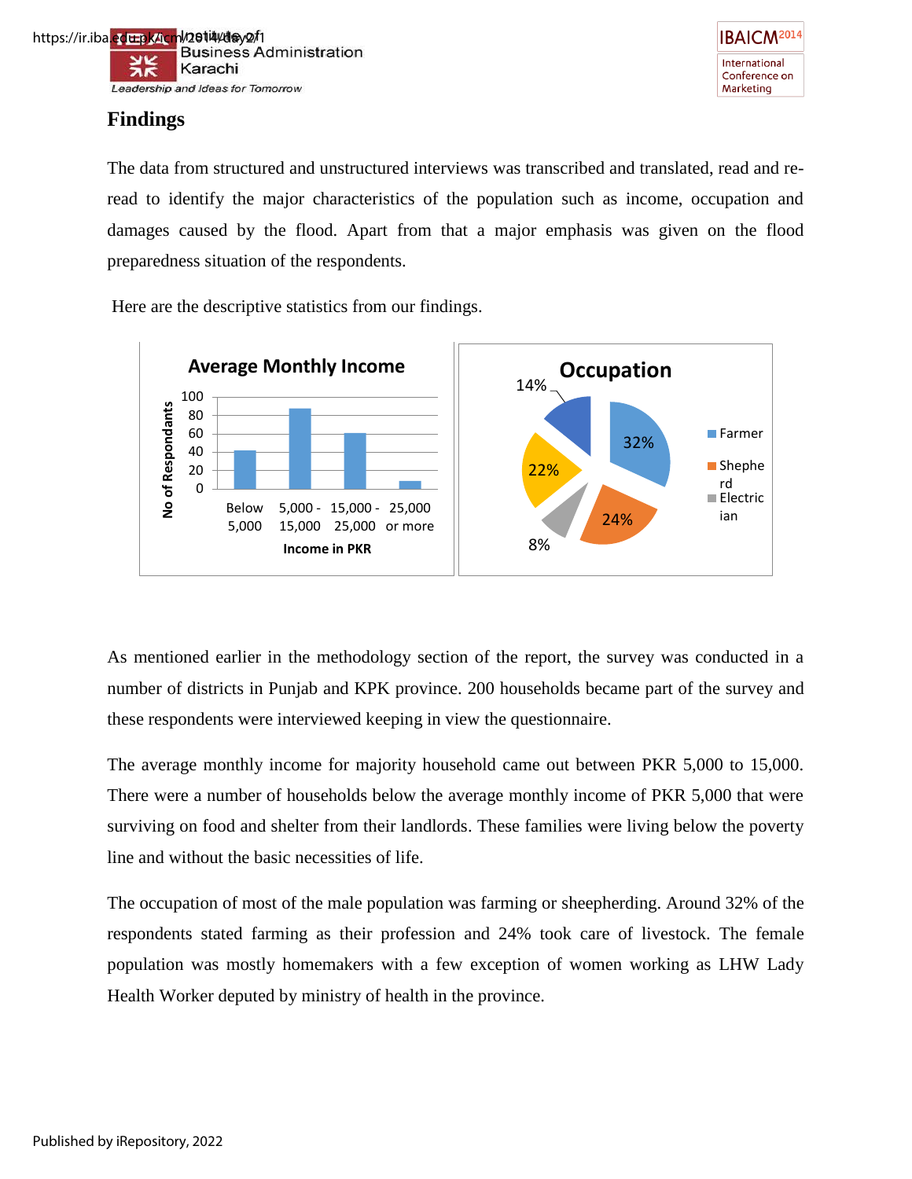## Findings

The data from structured and unstructured interviews was transcribed and translated, read and re-read to identify the major characteristics of the population such as income, occupation and damages caused by the flood. Apart from that a major emphasis was given on the flood preparedness situation of the respondents.

Here are the descriptive statistics from our findings.

As mentioned earlier in the methodology section of the report, the survey was conducted in a number of districts in Punjab and KPK province. 200 households became part of the survey and these respondents were interviewed keeping in view the questionnaire.

The average monthly income for majority household came out between PKR 5,000 to 15,000. There were a number of households below the average monthly income of PKR 5,000 that were surviving on food and shelter from their landlords. These families were living below the poverty line and without the basic necessities of life.

The occupation of most of the male population was farming or sheepherding. Around 32% of the respondents stated farming as their profession and 24% took care of livestock. The female population was mostly homemakers with a few exception of women working as LHW Lady Health Worker deputed by ministry of health in the province.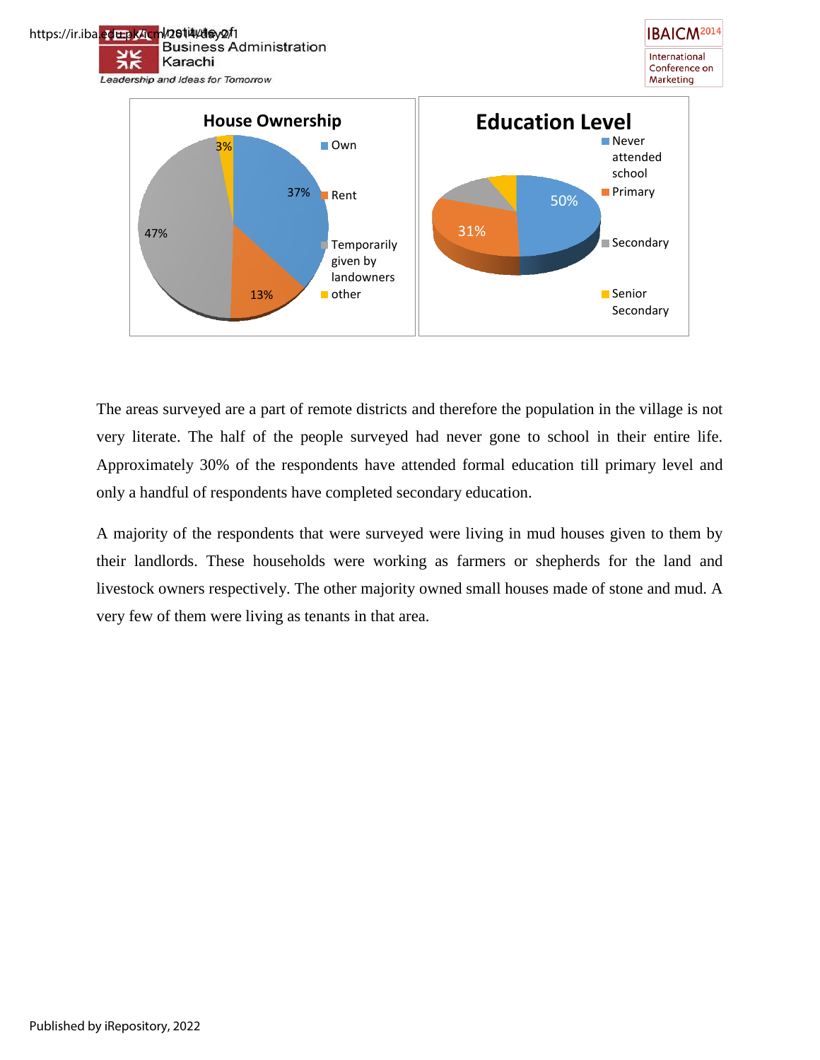The areas surveyed are a part of remote districts and therefore the population in the village is not very literate. The half of the people surveyed had never gone to school in their entire life. Approximately 30% of the respondents have attended formal education till primary level and only a handful of respondents have completed secondary education.

A majority of the respondents that were surveyed were living in mud houses given to them by their landlords. These households were working as farmers or shepherds for the land and livestock owners respectively. The other majority owned small houses made of stone and mud. A very few of them were living as tenants in that area.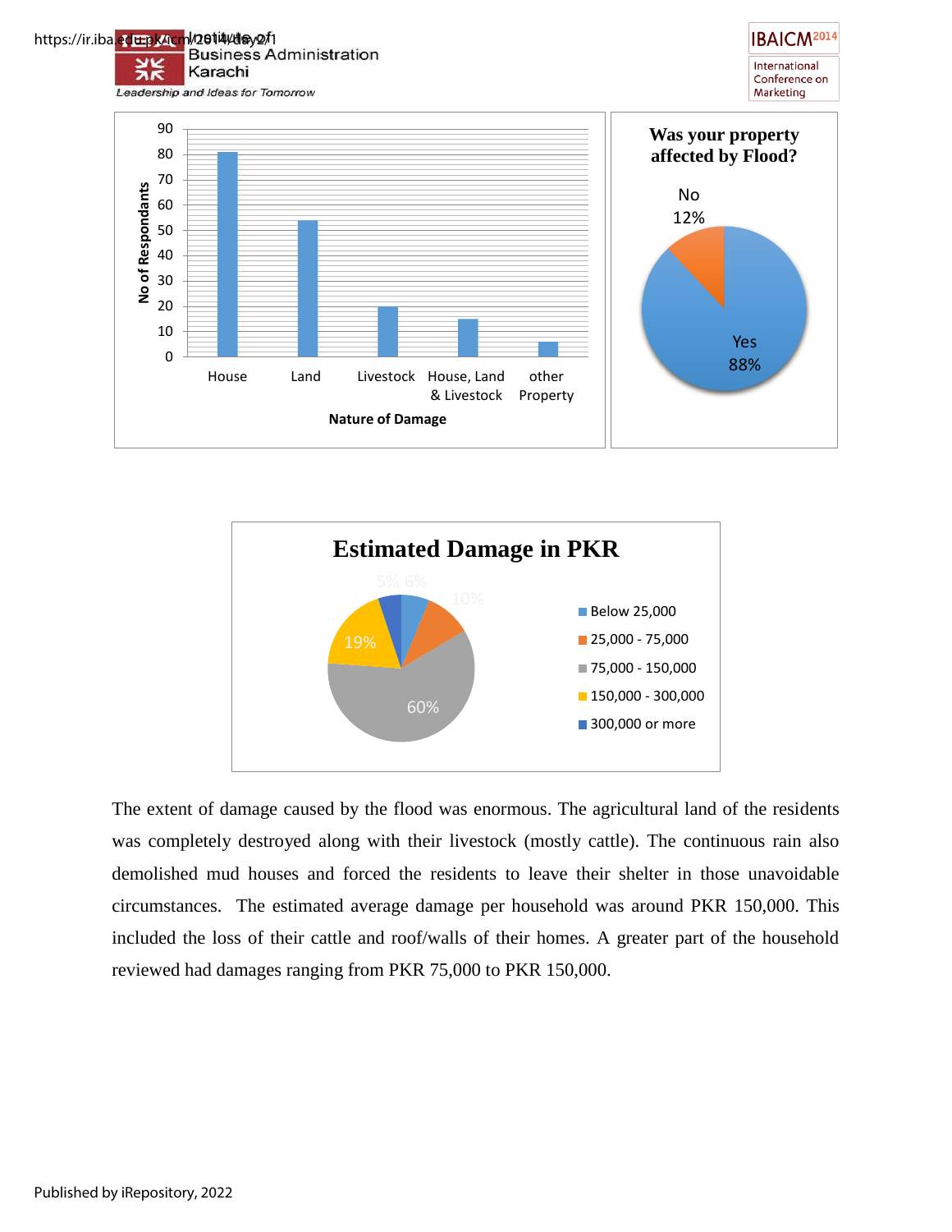| Nature of Damage | No of Respondants |
|---|---|
| House | 81 |
| Land | 54 |
| Livestock | 20 |
| House, Land & Livestock | 15 |
| other Property | 6 |

**Was your property affected by Flood?**

| Response | Percentage |
|---|---|
| Yes | 88% |
| No | 12% |

**Estimated Damage in PKR**

| Range | Percentage |
|---|---|
| Below 25,000 | 6% |
| 25,000 - 75,000 | 10% |
| 75,000 - 150,000 | 60% |
| 150,000 - 300,000 | 19% |
| 300,000 or more | 5% |

The extent of damage caused by the flood was enormous. The agricultural land of the residents was completely destroyed along with their livestock (mostly cattle). The continuous rain also demolished mud houses and forced the residents to leave their shelter in those unavoidable circumstances. The estimated average damage per household was around PKR 150,000. This included the loss of their cattle and roof/walls of their homes. A greater part of the household reviewed had damages ranging from PKR 75,000 to PKR 150,000.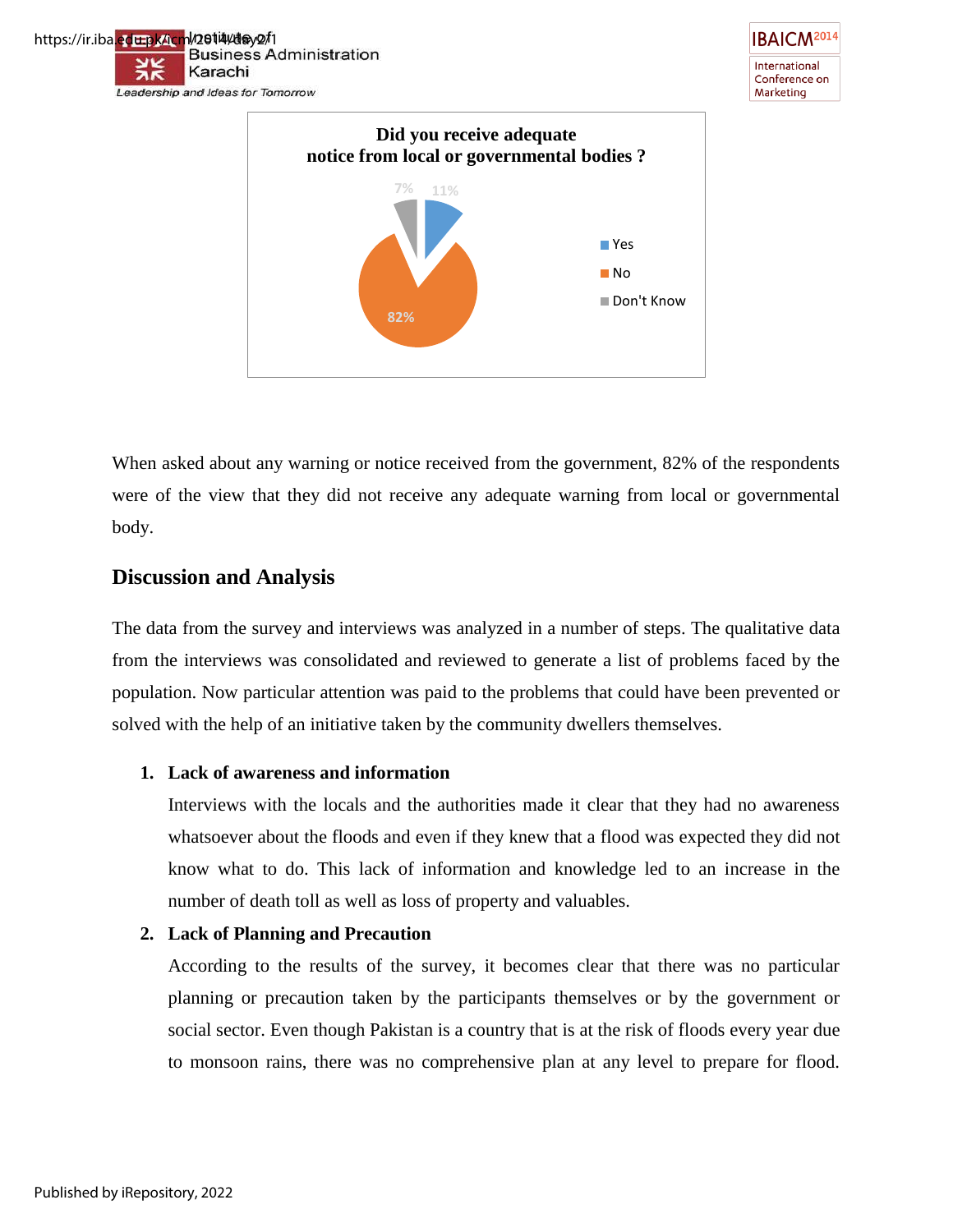**Did you receive adequate notice from local or governmental bodies ?**

| Response | Percentage |
|---|---|
| Yes | 11% |
| No | 82% |
| Don't Know | 7% |

When asked about any warning or notice received from the government, 82% of the respondents were of the view that they did not receive any adequate warning from local or governmental body.

## Discussion and Analysis

The data from the survey and interviews was analyzed in a number of steps. The qualitative data from the interviews was consolidated and reviewed to generate a list of problems faced by the population. Now particular attention was paid to the problems that could have been prevented or solved with the help of an initiative taken by the community dwellers themselves.

1. **Lack of awareness and information**

   Interviews with the locals and the authorities made it clear that they had no awareness whatsoever about the floods and even if they knew that a flood was expected they did not know what to do. This lack of information and knowledge led to an increase in the number of death toll as well as loss of property and valuables.

2. **Lack of Planning and Precaution**

   According to the results of the survey, it becomes clear that there was no particular planning or precaution taken by the participants themselves or by the government or social sector. Even though Pakistan is a country that is at the risk of floods every year due to monsoon rains, there was no comprehensive plan at any level to prepare for flood.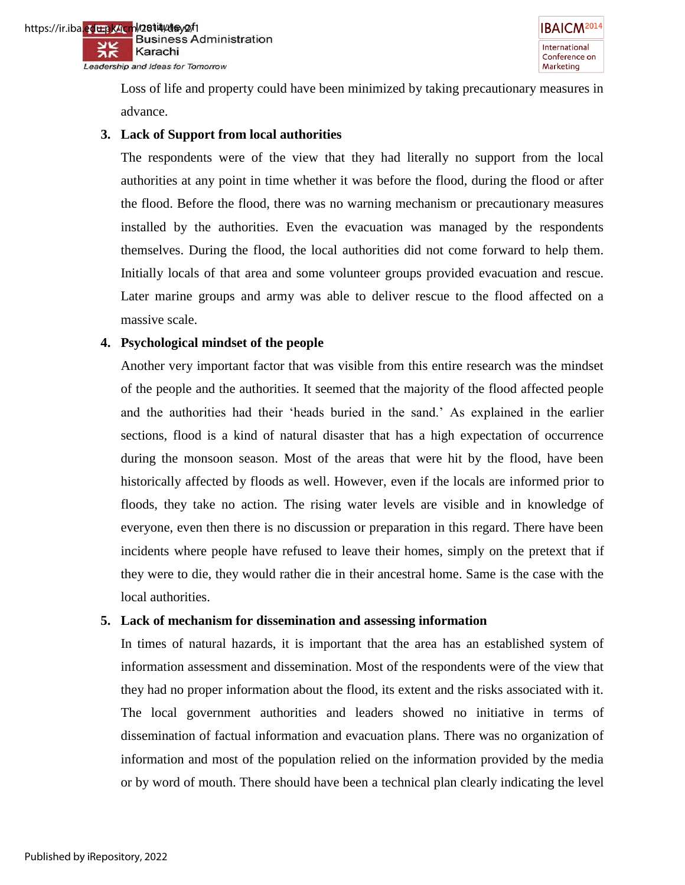Loss of life and property could have been minimized by taking precautionary measures in advance.

3. **Lack of Support from local authorities**

   The respondents were of the view that they had literally no support from the local authorities at any point in time whether it was before the flood, during the flood or after the flood. Before the flood, there was no warning mechanism or precautionary measures installed by the authorities. Even the evacuation was managed by the respondents themselves. During the flood, the local authorities did not come forward to help them. Initially locals of that area and some volunteer groups provided evacuation and rescue. Later marine groups and army was able to deliver rescue to the flood affected on a massive scale.

4. **Psychological mindset of the people**

   Another very important factor that was visible from this entire research was the mindset of the people and the authorities. It seemed that the majority of the flood affected people and the authorities had their 'heads buried in the sand.' As explained in the earlier sections, flood is a kind of natural disaster that has a high expectation of occurrence during the monsoon season. Most of the areas that were hit by the flood, have been historically affected by floods as well. However, even if the locals are informed prior to floods, they take no action. The rising water levels are visible and in knowledge of everyone, even then there is no discussion or preparation in this regard. There have been incidents where people have refused to leave their homes, simply on the pretext that if they were to die, they would rather die in their ancestral home. Same is the case with the local authorities.

5. **Lack of mechanism for dissemination and assessing information**

   In times of natural hazards, it is important that the area has an established system of information assessment and dissemination. Most of the respondents were of the view that they had no proper information about the flood, its extent and the risks associated with it. The local government authorities and leaders showed no initiative in terms of dissemination of factual information and evacuation plans. There was no organization of information and most of the population relied on the information provided by the media or by word of mouth. There should have been a technical plan clearly indicating the level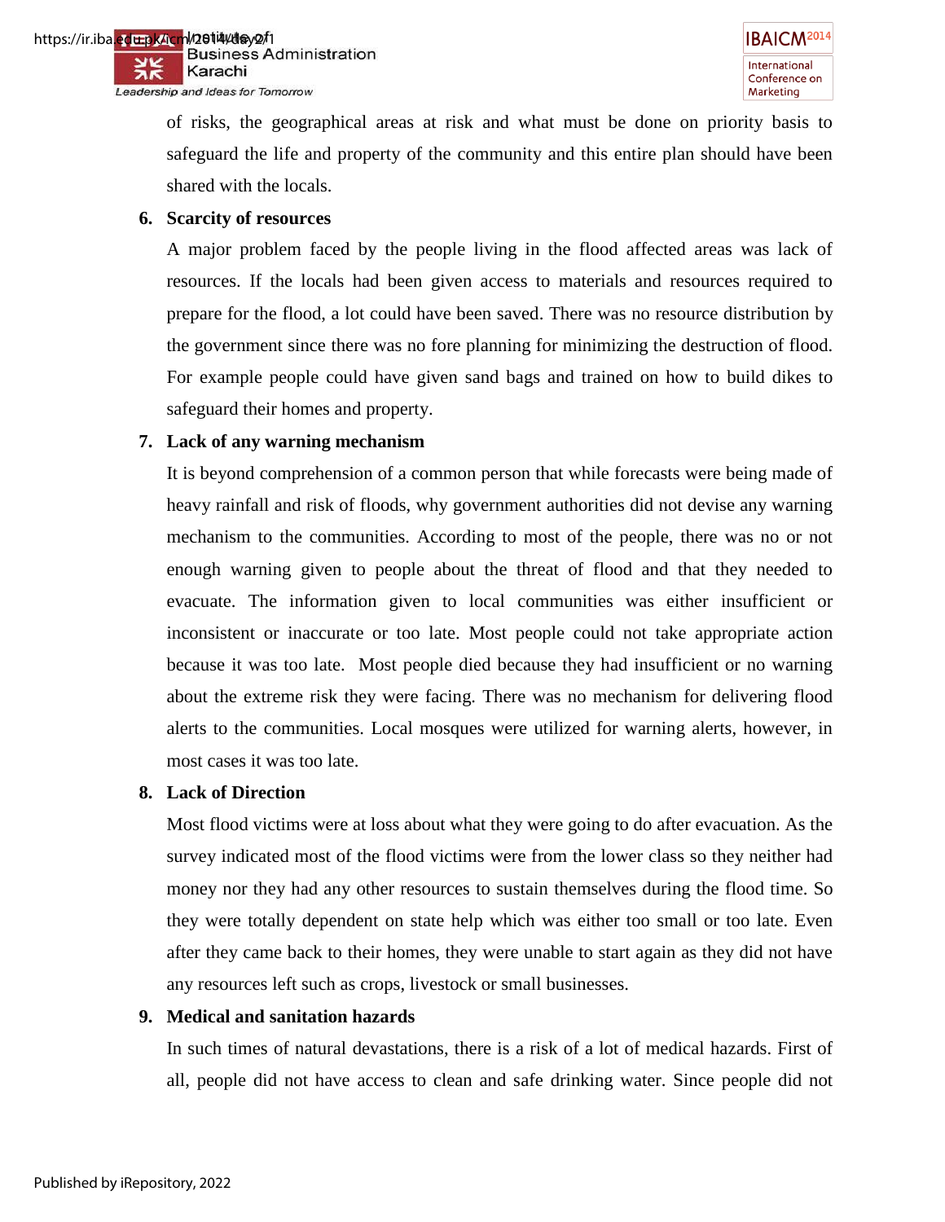of risks, the geographical areas at risk and what must be done on priority basis to safeguard the life and property of the community and this entire plan should have been shared with the locals.

6. **Scarcity of resources**

   A major problem faced by the people living in the flood affected areas was lack of resources. If the locals had been given access to materials and resources required to prepare for the flood, a lot could have been saved. There was no resource distribution by the government since there was no fore planning for minimizing the destruction of flood. For example people could have given sand bags and trained on how to build dikes to safeguard their homes and property.

7. **Lack of any warning mechanism**

   It is beyond comprehension of a common person that while forecasts were being made of heavy rainfall and risk of floods, why government authorities did not devise any warning mechanism to the communities. According to most of the people, there was no or not enough warning given to people about the threat of flood and that they needed to evacuate. The information given to local communities was either insufficient or inconsistent or inaccurate or too late. Most people could not take appropriate action because it was too late. Most people died because they had insufficient or no warning about the extreme risk they were facing. There was no mechanism for delivering flood alerts to the communities. Local mosques were utilized for warning alerts, however, in most cases it was too late.

8. **Lack of Direction**

   Most flood victims were at loss about what they were going to do after evacuation. As the survey indicated most of the flood victims were from the lower class so they neither had money nor they had any other resources to sustain themselves during the flood time. So they were totally dependent on state help which was either too small or too late. Even after they came back to their homes, they were unable to start again as they did not have any resources left such as crops, livestock or small businesses.

9. **Medical and sanitation hazards**

   In such times of natural devastations, there is a risk of a lot of medical hazards. First of all, people did not have access to clean and safe drinking water. Since people did not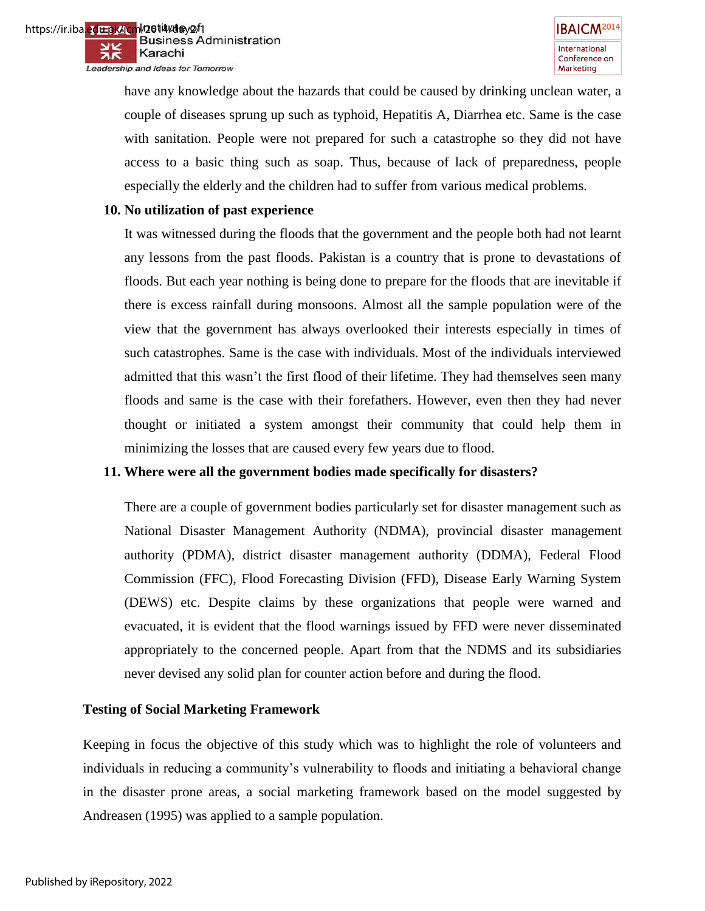have any knowledge about the hazards that could be caused by drinking unclean water, a couple of diseases sprung up such as typhoid, Hepatitis A, Diarrhea etc. Same is the case with sanitation. People were not prepared for such a catastrophe so they did not have access to a basic thing such as soap. Thus, because of lack of preparedness, people especially the elderly and the children had to suffer from various medical problems.

**10. No utilization of past experience**

It was witnessed during the floods that the government and the people both had not learnt any lessons from the past floods. Pakistan is a country that is prone to devastations of floods. But each year nothing is being done to prepare for the floods that are inevitable if there is excess rainfall during monsoons. Almost all the sample population were of the view that the government has always overlooked their interests especially in times of such catastrophes. Same is the case with individuals. Most of the individuals interviewed admitted that this wasn't the first flood of their lifetime. They had themselves seen many floods and same is the case with their forefathers. However, even then they had never thought or initiated a system amongst their community that could help them in minimizing the losses that are caused every few years due to flood.

**11. Where were all the government bodies made specifically for disasters?**

There are a couple of government bodies particularly set for disaster management such as National Disaster Management Authority (NDMA), provincial disaster management authority (PDMA), district disaster management authority (DDMA), Federal Flood Commission (FFC), Flood Forecasting Division (FFD), Disease Early Warning System (DEWS) etc. Despite claims by these organizations that people were warned and evacuated, it is evident that the flood warnings issued by FFD were never disseminated appropriately to the concerned people. Apart from that the NDMS and its subsidiaries never devised any solid plan for counter action before and during the flood.

## Testing of Social Marketing Framework

Keeping in focus the objective of this study which was to highlight the role of volunteers and individuals in reducing a community's vulnerability to floods and initiating a behavioral change in the disaster prone areas, a social marketing framework based on the model suggested by Andreasen (1995) was applied to a sample population.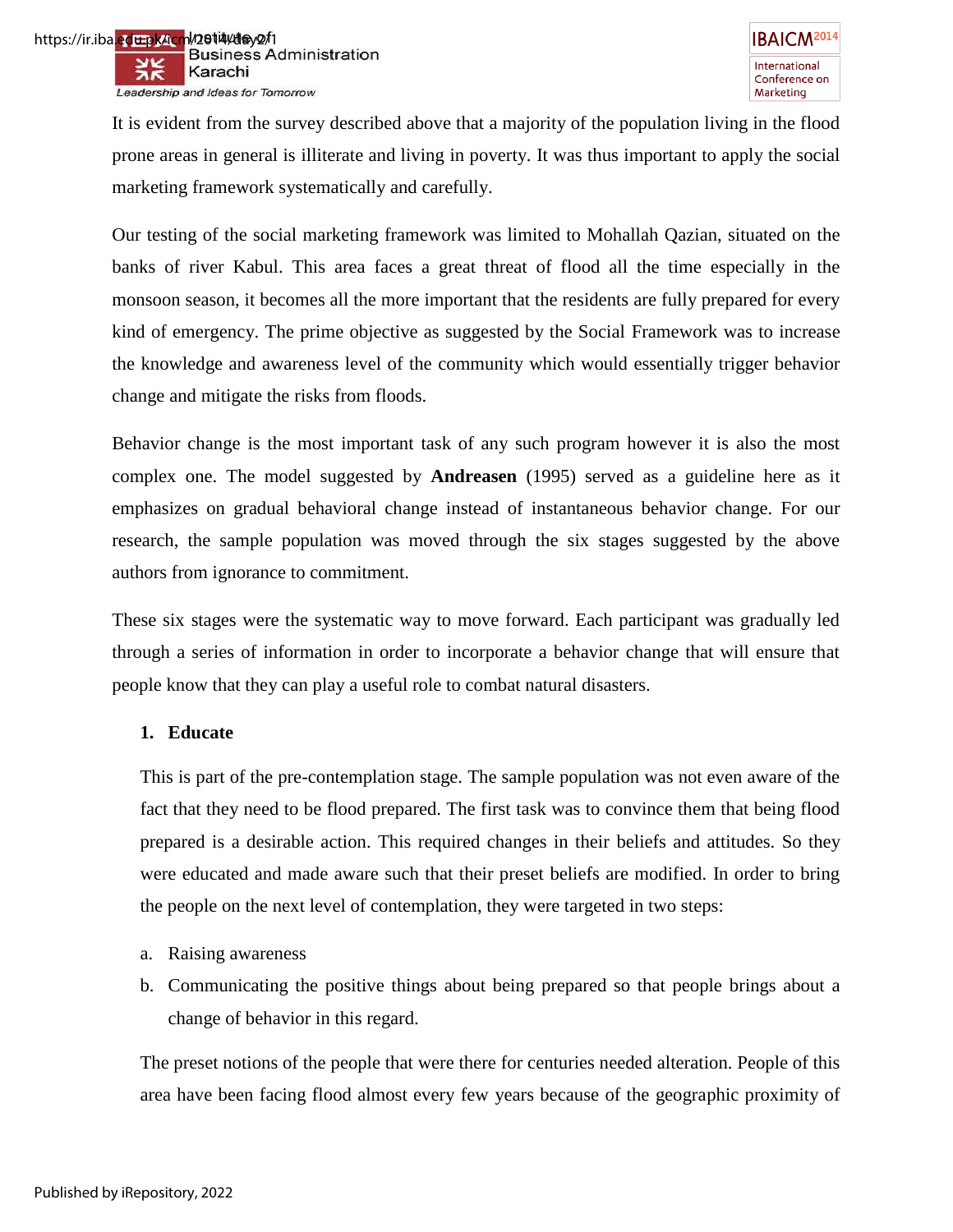It is evident from the survey described above that a majority of the population living in the flood prone areas in general is illiterate and living in poverty. It was thus important to apply the social marketing framework systematically and carefully.

Our testing of the social marketing framework was limited to Mohallah Qazian, situated on the banks of river Kabul. This area faces a great threat of flood all the time especially in the monsoon season, it becomes all the more important that the residents are fully prepared for every kind of emergency. The prime objective as suggested by the Social Framework was to increase the knowledge and awareness level of the community which would essentially trigger behavior change and mitigate the risks from floods.

Behavior change is the most important task of any such program however it is also the most complex one. The model suggested by **Andreasen** (1995) served as a guideline here as it emphasizes on gradual behavioral change instead of instantaneous behavior change. For our research, the sample population was moved through the six stages suggested by the above authors from ignorance to commitment.

These six stages were the systematic way to move forward. Each participant was gradually led through a series of information in order to incorporate a behavior change that will ensure that people know that they can play a useful role to combat natural disasters.

**1. Educate**

This is part of the pre-contemplation stage. The sample population was not even aware of the fact that they need to be flood prepared. The first task was to convince them that being flood prepared is a desirable action. This required changes in their beliefs and attitudes. So they were educated and made aware such that their preset beliefs are modified. In order to bring the people on the next level of contemplation, they were targeted in two steps:

a. Raising awareness
b. Communicating the positive things about being prepared so that people brings about a change of behavior in this regard.

The preset notions of the people that were there for centuries needed alteration. People of this area have been facing flood almost every few years because of the geographic proximity of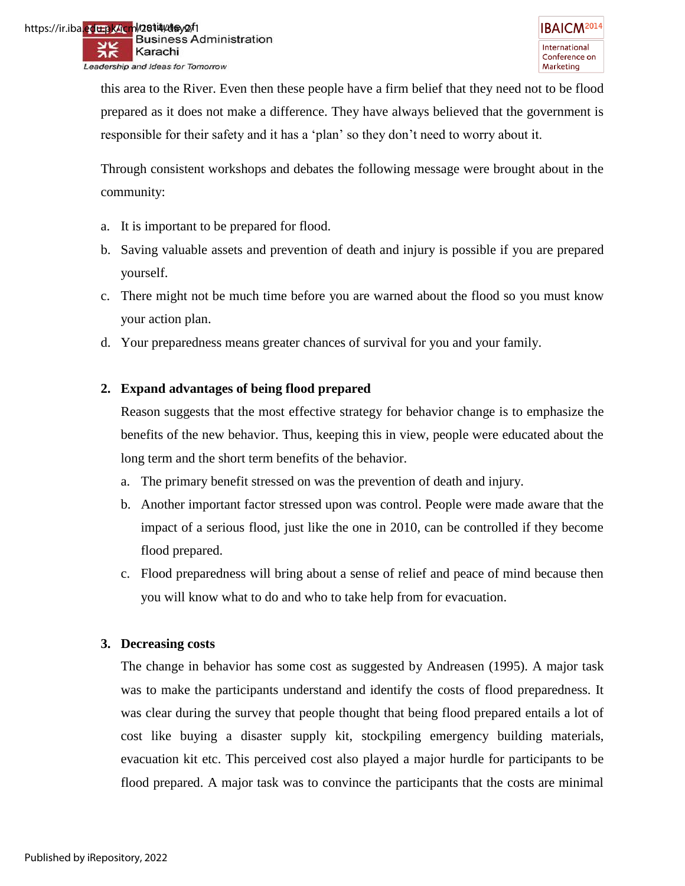this area to the River. Even then these people have a firm belief that they need not to be flood prepared as it does not make a difference. They have always believed that the government is responsible for their safety and it has a 'plan' so they don't need to worry about it.

Through consistent workshops and debates the following message were brought about in the community:

a. It is important to be prepared for flood.
b. Saving valuable assets and prevention of death and injury is possible if you are prepared yourself.
c. There might not be much time before you are warned about the flood so you must know your action plan.
d. Your preparedness means greater chances of survival for you and your family.

**2. Expand advantages of being flood prepared**

Reason suggests that the most effective strategy for behavior change is to emphasize the benefits of the new behavior. Thus, keeping this in view, people were educated about the long term and the short term benefits of the behavior.

a. The primary benefit stressed on was the prevention of death and injury.
b. Another important factor stressed upon was control. People were made aware that the impact of a serious flood, just like the one in 2010, can be controlled if they become flood prepared.
c. Flood preparedness will bring about a sense of relief and peace of mind because then you will know what to do and who to take help from for evacuation.

**3. Decreasing costs**

The change in behavior has some cost as suggested by Andreasen (1995). A major task was to make the participants understand and identify the costs of flood preparedness. It was clear during the survey that people thought that being flood prepared entails a lot of cost like buying a disaster supply kit, stockpiling emergency building materials, evacuation kit etc. This perceived cost also played a major hurdle for participants to be flood prepared. A major task was to convince the participants that the costs are minimal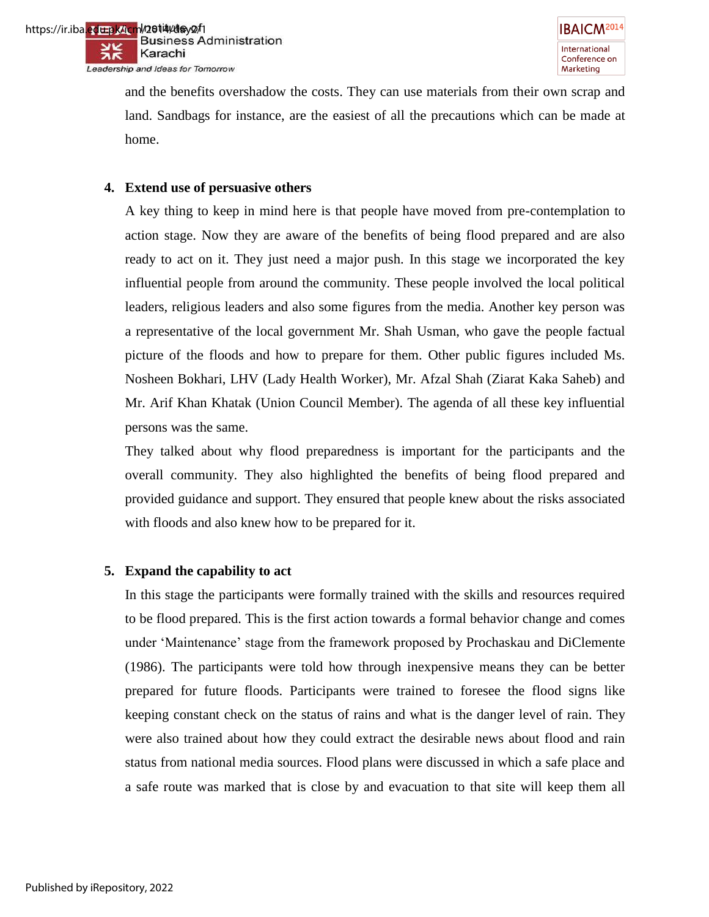and the benefits overshadow the costs. They can use materials from their own scrap and land. Sandbags for instance, are the easiest of all the precautions which can be made at home.

4. **Extend use of persuasive others**

A key thing to keep in mind here is that people have moved from pre-contemplation to action stage. Now they are aware of the benefits of being flood prepared and are also ready to act on it. They just need a major push. In this stage we incorporated the key influential people from around the community. These people involved the local political leaders, religious leaders and also some figures from the media. Another key person was a representative of the local government Mr. Shah Usman, who gave the people factual picture of the floods and how to prepare for them. Other public figures included Ms. Nosheen Bokhari, LHV (Lady Health Worker), Mr. Afzal Shah (Ziarat Kaka Saheb) and Mr. Arif Khan Khatak (Union Council Member). The agenda of all these key influential persons was the same.

They talked about why flood preparedness is important for the participants and the overall community. They also highlighted the benefits of being flood prepared and provided guidance and support. They ensured that people knew about the risks associated with floods and also knew how to be prepared for it.

5. **Expand the capability to act**

In this stage the participants were formally trained with the skills and resources required to be flood prepared. This is the first action towards a formal behavior change and comes under 'Maintenance' stage from the framework proposed by Prochaskau and DiClemente (1986). The participants were told how through inexpensive means they can be better prepared for future floods. Participants were trained to foresee the flood signs like keeping constant check on the status of rains and what is the danger level of rain. They were also trained about how they could extract the desirable news about flood and rain status from national media sources. Flood plans were discussed in which a safe place and a safe route was marked that is close by and evacuation to that site will keep them all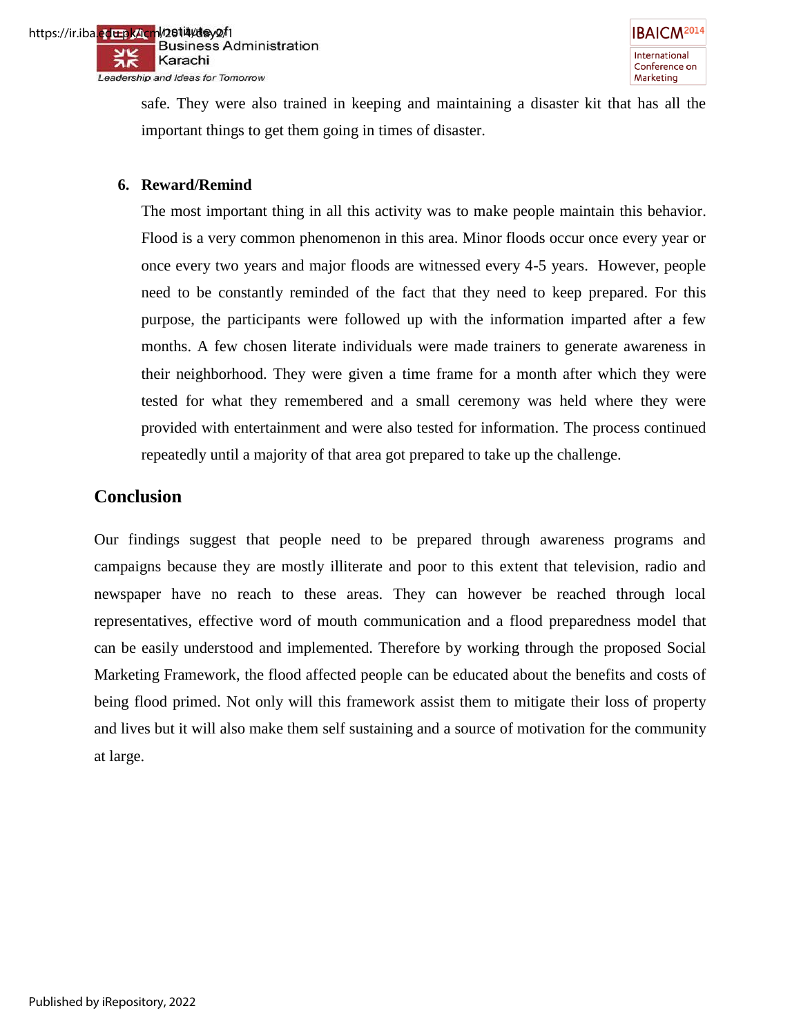safe. They were also trained in keeping and maintaining a disaster kit that has all the important things to get them going in times of disaster.

6. **Reward/Remind**

   The most important thing in all this activity was to make people maintain this behavior. Flood is a very common phenomenon in this area. Minor floods occur once every year or once every two years and major floods are witnessed every 4-5 years. However, people need to be constantly reminded of the fact that they need to keep prepared. For this purpose, the participants were followed up with the information imparted after a few months. A few chosen literate individuals were made trainers to generate awareness in their neighborhood. They were given a time frame for a month after which they were tested for what they remembered and a small ceremony was held where they were provided with entertainment and were also tested for information. The process continued repeatedly until a majority of that area got prepared to take up the challenge.

## Conclusion

Our findings suggest that people need to be prepared through awareness programs and campaigns because they are mostly illiterate and poor to this extent that television, radio and newspaper have no reach to these areas. They can however be reached through local representatives, effective word of mouth communication and a flood preparedness model that can be easily understood and implemented. Therefore by working through the proposed Social Marketing Framework, the flood affected people can be educated about the benefits and costs of being flood primed. Not only will this framework assist them to mitigate their loss of property and lives but it will also make them self sustaining and a source of motivation for the community at large.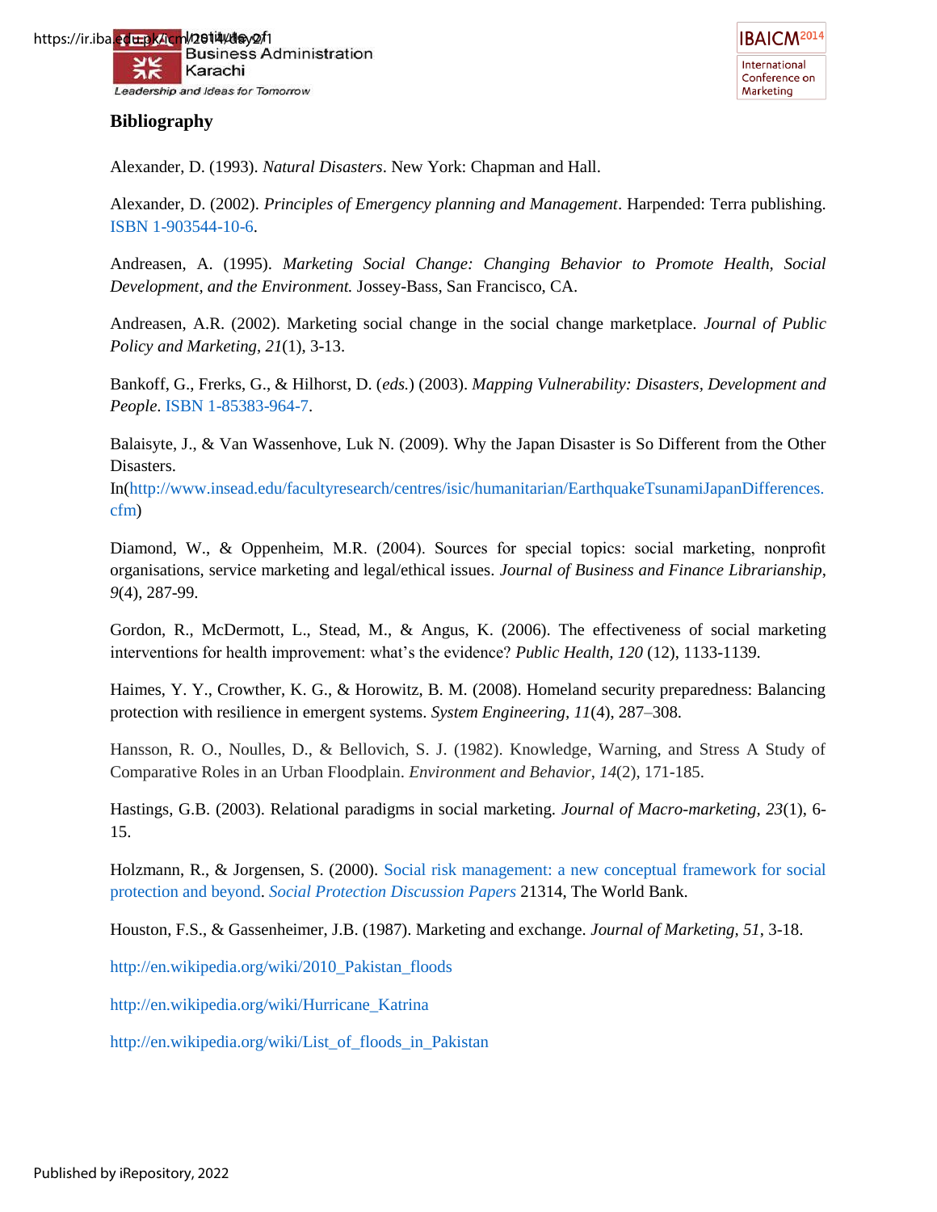## Bibliography

Alexander, D. (1993). *Natural Disasters*. New York: Chapman and Hall.

Alexander, D. (2002). *Principles of Emergency planning and Management*. Harpended: Terra publishing. ISBN 1-903544-10-6.

Andreasen, A. (1995). *Marketing Social Change: Changing Behavior to Promote Health, Social Development, and the Environment.* Jossey-Bass, San Francisco, CA.

Andreasen, A.R. (2002). Marketing social change in the social change marketplace. *Journal of Public Policy and Marketing*, *21*(1), 3-13.

Bankoff, G., Frerks, G., & Hilhorst, D. (*eds.*) (2003). *Mapping Vulnerability: Disasters, Development and People*. ISBN 1-85383-964-7.

Balaisyte, J., & Van Wassenhove, Luk N. (2009). Why the Japan Disaster is So Different from the Other Disasters. In(http://www.insead.edu/facultyresearch/centres/isic/humanitarian/EarthquakeTsunamiJapanDifferences.cfm)

Diamond, W., & Oppenheim, M.R. (2004). Sources for special topics: social marketing, nonprofit organisations, service marketing and legal/ethical issues. *Journal of Business and Finance Librarianship*, *9*(4), 287-99.

Gordon, R., McDermott, L., Stead, M., & Angus, K. (2006). The effectiveness of social marketing interventions for health improvement: what's the evidence? *Public Health, 120* (12), 1133-1139.

Haimes, Y. Y., Crowther, K. G., & Horowitz, B. M. (2008). Homeland security preparedness: Balancing protection with resilience in emergent systems. *System Engineering, 11*(4), 287–308.

Hansson, R. O., Noulles, D., & Bellovich, S. J. (1982). Knowledge, Warning, and Stress A Study of Comparative Roles in an Urban Floodplain. *Environment and Behavior*, *14*(2), 171-185.

Hastings, G.B. (2003). Relational paradigms in social marketing. *Journal of Macro-marketing*, *23*(1), 6-15.

Holzmann, R., & Jorgensen, S. (2000). Social risk management: a new conceptual framework for social protection and beyond. *Social Protection Discussion Papers* 21314, The World Bank.

Houston, F.S., & Gassenheimer, J.B. (1987). Marketing and exchange. *Journal of Marketing, 51*, 3-18.

http://en.wikipedia.org/wiki/2010_Pakistan_floods

http://en.wikipedia.org/wiki/Hurricane_Katrina

http://en.wikipedia.org/wiki/List_of_floods_in_Pakistan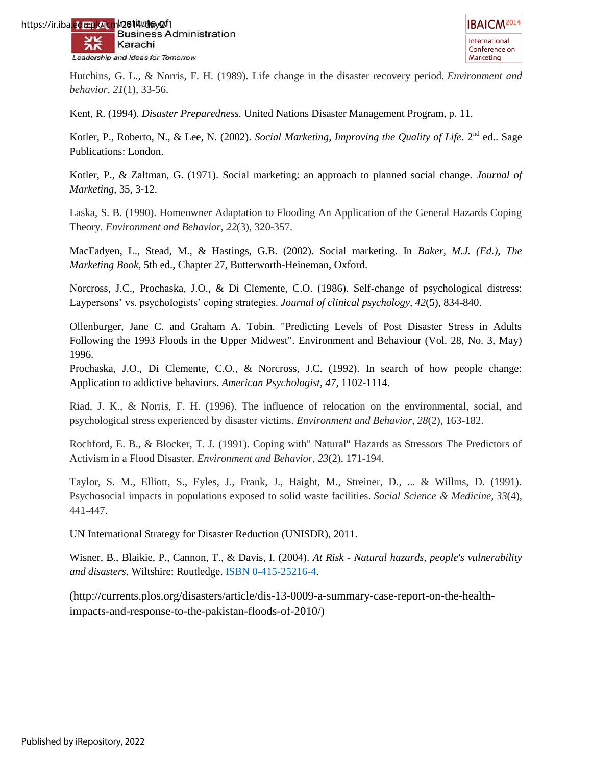Hutchins, G. L., & Norris, F. H. (1989). Life change in the disaster recovery period. *Environment and behavior*, *21*(1), 33-56.

Kent, R. (1994). *Disaster Preparedness.* United Nations Disaster Management Program, p. 11.

Kotler, P., Roberto, N., & Lee, N. (2002). *Social Marketing, Improving the Quality of Life*. 2nd ed.. Sage Publications: London.

Kotler, P., & Zaltman, G. (1971). Social marketing: an approach to planned social change. *Journal of Marketing*, 35, 3-12.

Laska, S. B. (1990). Homeowner Adaptation to Flooding An Application of the General Hazards Coping Theory. *Environment and Behavior*, *22*(3), 320-357.

MacFadyen, L., Stead, M., & Hastings, G.B. (2002). Social marketing. In *Baker, M.J. (Ed.), The Marketing Book,* 5th ed., Chapter 27, Butterworth-Heineman, Oxford.

Norcross, J.C., Prochaska, J.O., & Di Clemente, C.O. (1986). Self-change of psychological distress: Laypersons' vs. psychologists' coping strategies. *Journal of clinical psychology, 42*(5), 834-840.

Ollenburger, Jane C. and Graham A. Tobin. "Predicting Levels of Post Disaster Stress in Adults Following the 1993 Floods in the Upper Midwest". Environment and Behaviour (Vol. 28, No. 3, May) 1996.

Prochaska, J.O., Di Clemente, C.O., & Norcross, J.C. (1992). In search of how people change: Application to addictive behaviors. *American Psychologist*, *47*, 1102-1114.

Riad, J. K., & Norris, F. H. (1996). The influence of relocation on the environmental, social, and psychological stress experienced by disaster victims. *Environment and Behavior*, *28*(2), 163-182.

Rochford, E. B., & Blocker, T. J. (1991). Coping with" Natural" Hazards as Stressors The Predictors of Activism in a Flood Disaster. *Environment and Behavior*, *23*(2), 171-194.

Taylor, S. M., Elliott, S., Eyles, J., Frank, J., Haight, M., Streiner, D., ... & Willms, D. (1991). Psychosocial impacts in populations exposed to solid waste facilities. *Social Science & Medicine*, *33*(4), 441-447.

UN International Strategy for Disaster Reduction (UNISDR), 2011.

Wisner, B., Blaikie, P., Cannon, T., & Davis, I. (2004). *At Risk - Natural hazards, people's vulnerability and disasters*. Wiltshire: Routledge. ISBN 0-415-25216-4.

(http://currents.plos.org/disasters/article/dis-13-0009-a-summary-case-report-on-the-health-impacts-and-response-to-the-pakistan-floods-of-2010/)